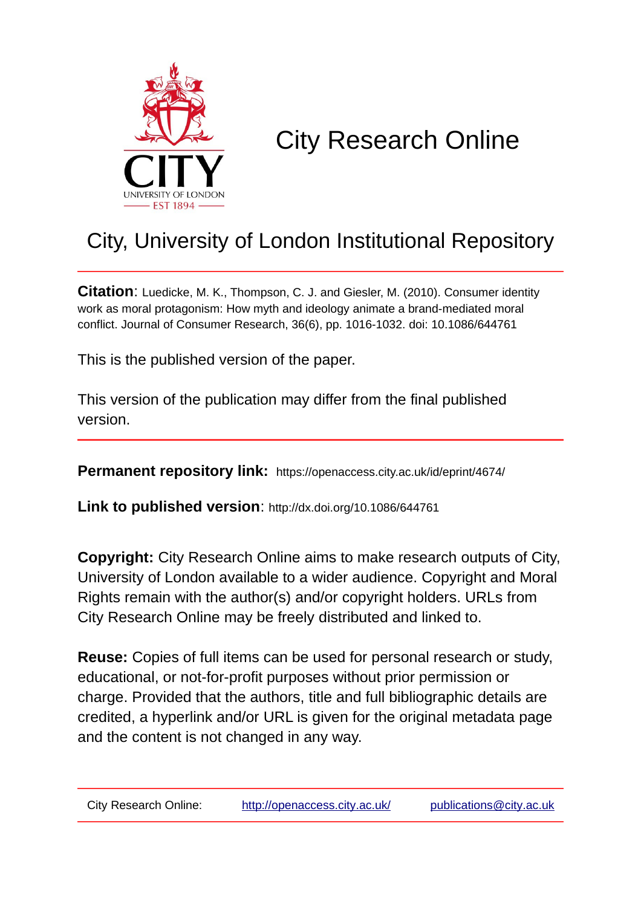# City Research Online

## City, University of London Institutional Repository

**Citation**: Luedicke, M. K., Thompson, C. J. and Giesler, M. (2010). Consumer identity work as moral protagonism: How myth and ideology animate a brand-mediated moral conflict. Journal of Consumer Research, 36(6), pp. 1016-1032. doi: 10.1086/644761

This is the published version of the paper.

This version of the publication may differ from the final published version.

**Permanent repository link:** https://openaccess.city.ac.uk/id/eprint/4674/

**Link to published version**: http://dx.doi.org/10.1086/644761

**Copyright:** City Research Online aims to make research outputs of City, University of London available to a wider audience. Copyright and Moral Rights remain with the author(s) and/or copyright holders. URLs from City Research Online may be freely distributed and linked to.

**Reuse:** Copies of full items can be used for personal research or study, educational, or not-for-profit purposes without prior permission or charge. Provided that the authors, title and full bibliographic details are credited, a hyperlink and/or URL is given for the original metadata page and the content is not changed in any way.

City Research Online: http://openaccess.city.ac.uk/ publications@city.ac.uk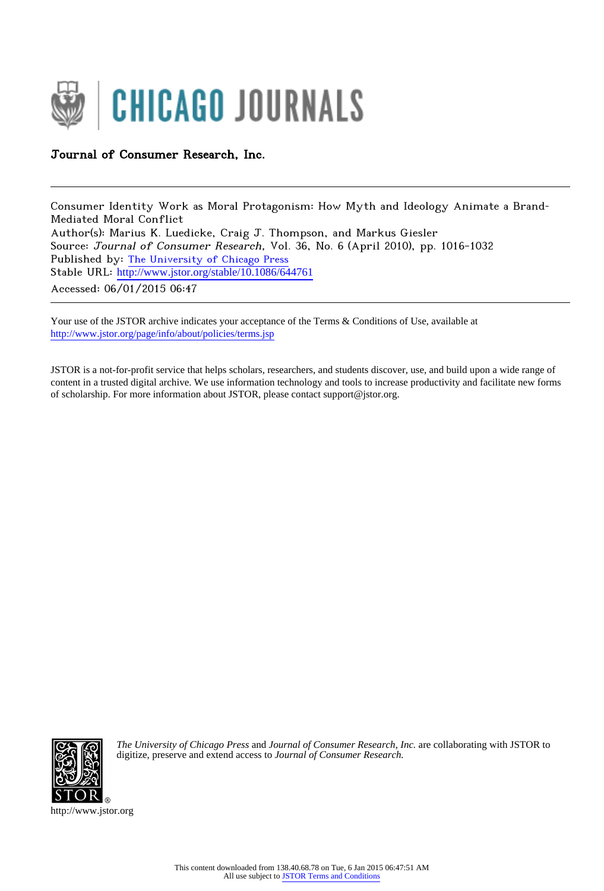Journal of Consumer Research, Inc.

Consumer Identity Work as Moral Protagonism: How Myth and Ideology Animate a Brand-Mediated Moral Conflict
Author(s): Marius K. Luedicke, Craig J. Thompson, and Markus Giesler
Source: *Journal of Consumer Research*, Vol. 36, No. 6 (April 2010), pp. 1016-1032
Published by: The University of Chicago Press
Stable URL: http://www.jstor.org/stable/10.1086/644761
Accessed: 06/01/2015 06:47

Your use of the JSTOR archive indicates your acceptance of the Terms & Conditions of Use, available at
http://www.jstor.org/page/info/about/policies/terms.jsp

JSTOR is a not-for-profit service that helps scholars, researchers, and students discover, use, and build upon a wide range of content in a trusted digital archive. We use information technology and tools to increase productivity and facilitate new forms of scholarship. For more information about JSTOR, please contact support@jstor.org.

*The University of Chicago Press* and *Journal of Consumer Research, Inc.* are collaborating with JSTOR to digitize, preserve and extend access to *Journal of Consumer Research.*

http://www.jstor.org

This content downloaded from 138.40.68.78 on Tue, 6 Jan 2015 06:47:51 AM
All use subject to JSTOR Terms and Conditions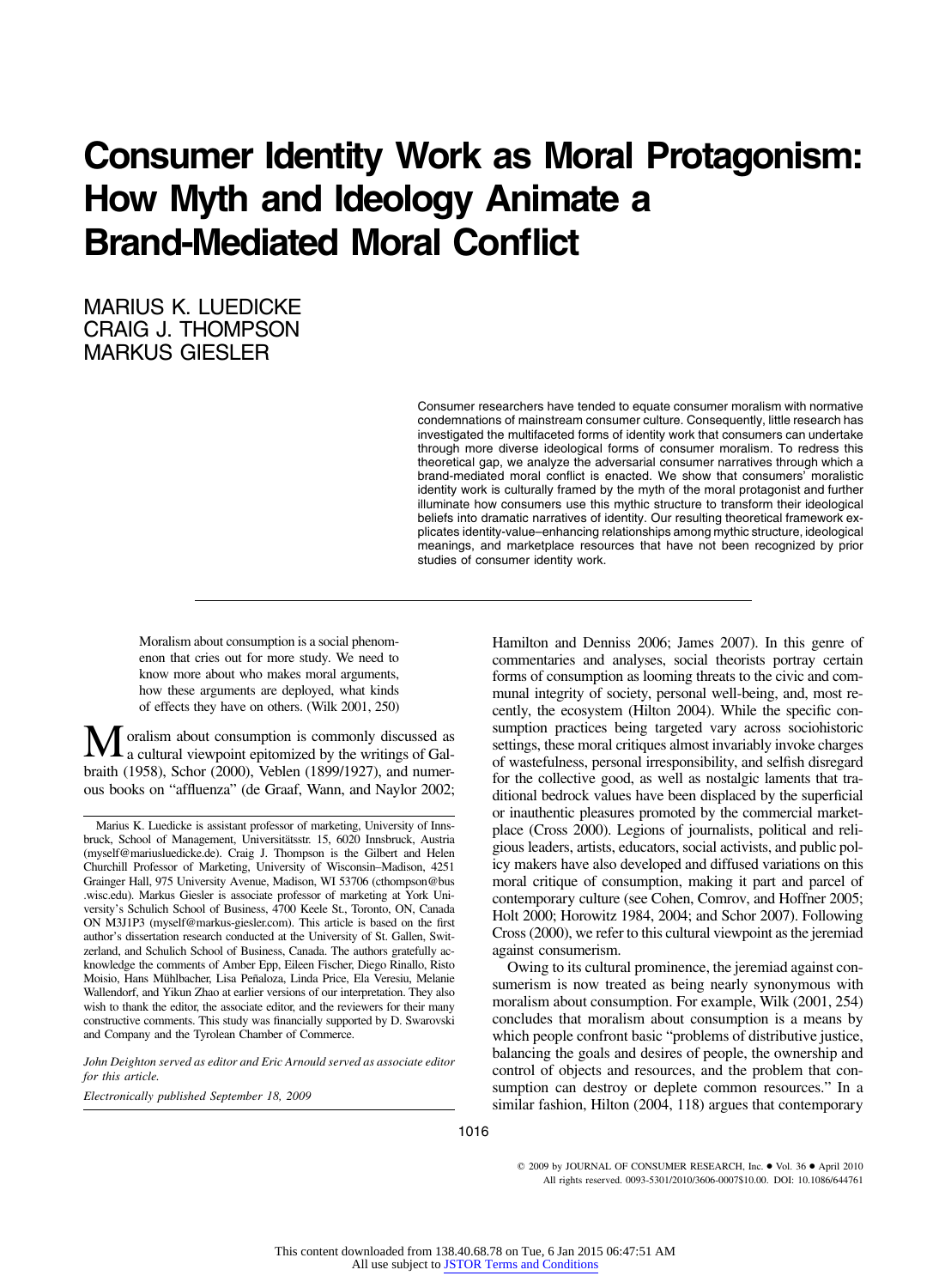# Consumer Identity Work as Moral Protagonism: How Myth and Ideology Animate a Brand-Mediated Moral Conflict

MARIUS K. LUEDICKE
CRAIG J. THOMPSON
MARKUS GIESLER

Consumer researchers have tended to equate consumer moralism with normative condemnations of mainstream consumer culture. Consequently, little research has investigated the multifaceted forms of identity work that consumers can undertake through more diverse ideological forms of consumer moralism. To redress this theoretical gap, we analyze the adversarial consumer narratives through which a brand-mediated moral conflict is enacted. We show that consumers' moralistic identity work is culturally framed by the myth of the moral protagonist and further illuminate how consumers use this mythic structure to transform their ideological beliefs into dramatic narratives of identity. Our resulting theoretical framework explicates identity-value–enhancing relationships among mythic structure, ideological meanings, and marketplace resources that have not been recognized by prior studies of consumer identity work.

> Moralism about consumption is a social phenomenon that cries out for more study. We need to know more about who makes moral arguments, how these arguments are deployed, what kinds of effects they have on others. (Wilk 2001, 250)

Moralism about consumption is commonly discussed as a cultural viewpoint epitomized by the writings of Galbraith (1958), Schor (2000), Veblen (1899/1927), and numerous books on "affluenza" (de Graaf, Wann, and Naylor 2002; Hamilton and Denniss 2006; James 2007). In this genre of commentaries and analyses, social theorists portray certain forms of consumption as looming threats to the civic and communal integrity of society, personal well-being, and, most recently, the ecosystem (Hilton 2004). While the specific consumption practices being targeted vary across sociohistoric settings, these moral critiques almost invariably invoke charges of wastefulness, personal irresponsibility, and selfish disregard for the collective good, as well as nostalgic laments that traditional bedrock values have been displaced by the superficial or inauthentic pleasures promoted by the commercial marketplace (Cross 2000). Legions of journalists, political and religious leaders, artists, educators, social activists, and public policy makers have also developed and diffused variations on this moral critique of consumption, making it part and parcel of contemporary culture (see Cohen, Comrov, and Hoffner 2005; Holt 2000; Horowitz 1984, 2004; and Schor 2007). Following Cross (2000), we refer to this cultural viewpoint as the jeremiad against consumerism.

Owing to its cultural prominence, the jeremiad against consumerism is now treated as being nearly synonymous with moralism about consumption. For example, Wilk (2001, 254) concludes that moralism about consumption is a means by which people confront basic "problems of distributive justice, balancing the goals and desires of people, the ownership and control of objects and resources, and the problem that consumption can destroy or deplete common resources." In a similar fashion, Hilton (2004, 118) argues that contemporary

---

Marius K. Luedicke is assistant professor of marketing, University of Innsbruck, School of Management, Universitätsstr. 15, 6020 Innsbruck, Austria (myself@mariusluedicke.de). Craig J. Thompson is the Gilbert and Helen Churchill Professor of Marketing, University of Wisconsin–Madison, 4251 Grainger Hall, 975 University Avenue, Madison, WI 53706 (cthompson@bus.wisc.edu). Markus Giesler is associate professor of marketing at York University's Schulich School of Business, 4700 Keele St., Toronto, ON, Canada ON M3J1P3 (myself@markus-giesler.com). This article is based on the first author's dissertation research conducted at the University of St. Gallen, Switzerland, and Schulich School of Business, Canada. The authors gratefully acknowledge the comments of Amber Epp, Eileen Fischer, Diego Rinallo, Risto Moisio, Hans Mühlbacher, Lisa Peñaloza, Linda Price, Ela Veresiu, Melanie Wallendorf, and Yikun Zhao at earlier versions of our interpretation. They also wish to thank the editor, the associate editor, and the reviewers for their many constructive comments. This study was financially supported by D. Swarovski and Company and the Tyrolean Chamber of Commerce.

*John Deighton served as editor and Eric Arnould served as associate editor for this article.*

*Electronically published September 18, 2009*

© 2009 by JOURNAL OF CONSUMER RESEARCH, Inc. • Vol. 36 • April 2010
All rights reserved. 0093-5301/2010/3606-0007$10.00. DOI: 10.1086/644761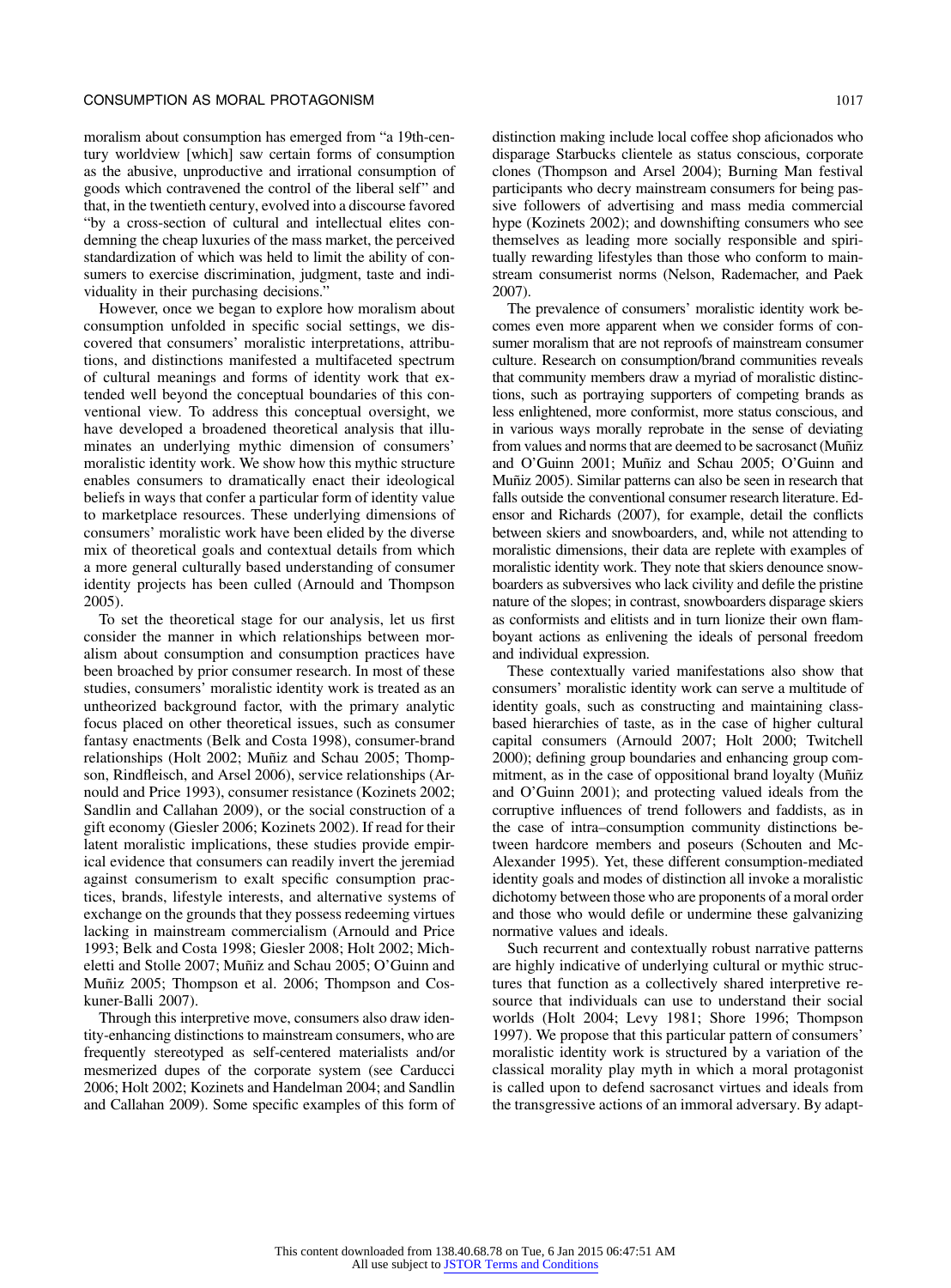moralism about consumption has emerged from "a 19th-century worldview [which] saw certain forms of consumption as the abusive, unproductive and irrational consumption of goods which contravened the control of the liberal self" and that, in the twentieth century, evolved into a discourse favored "by a cross-section of cultural and intellectual elites condemning the cheap luxuries of the mass market, the perceived standardization of which was held to limit the ability of consumers to exercise discrimination, judgment, taste and individuality in their purchasing decisions."

However, once we began to explore how moralism about consumption unfolded in specific social settings, we discovered that consumers' moralistic interpretations, attributions, and distinctions manifested a multifaceted spectrum of cultural meanings and forms of identity work that extended well beyond the conceptual boundaries of this conventional view. To address this conceptual oversight, we have developed a broadened theoretical analysis that illuminates an underlying mythic dimension of consumers' moralistic identity work. We show how this mythic structure enables consumers to dramatically enact their ideological beliefs in ways that confer a particular form of identity value to marketplace resources. These underlying dimensions of consumers' moralistic work have been elided by the diverse mix of theoretical goals and contextual details from which a more general culturally based understanding of consumer identity projects has been culled (Arnould and Thompson 2005).

To set the theoretical stage for our analysis, let us first consider the manner in which relationships between moralism about consumption and consumption practices have been broached by prior consumer research. In most of these studies, consumers' moralistic identity work is treated as an untheorized background factor, with the primary analytic focus placed on other theoretical issues, such as consumer fantasy enactments (Belk and Costa 1998), consumer-brand relationships (Holt 2002; Muñiz and Schau 2005; Thompson, Rindfleisch, and Arsel 2006), service relationships (Arnould and Price 1993), consumer resistance (Kozinets 2002; Sandlin and Callahan 2009), or the social construction of a gift economy (Giesler 2006; Kozinets 2002). If read for their latent moralistic implications, these studies provide empirical evidence that consumers can readily invert the jeremiad against consumerism to exalt specific consumption practices, brands, lifestyle interests, and alternative systems of exchange on the grounds that they possess redeeming virtues lacking in mainstream commercialism (Arnould and Price 1993; Belk and Costa 1998; Giesler 2008; Holt 2002; Micheletti and Stolle 2007; Muñiz and Schau 2005; O'Guinn and Muñiz 2005; Thompson et al. 2006; Thompson and Coskuner-Balli 2007).

Through this interpretive move, consumers also draw identity-enhancing distinctions to mainstream consumers, who are frequently stereotyped as self-centered materialists and/or mesmerized dupes of the corporate system (see Carducci 2006; Holt 2002; Kozinets and Handelman 2004; and Sandlin and Callahan 2009). Some specific examples of this form of distinction making include local coffee shop aficionados who disparage Starbucks clientele as status conscious, corporate clones (Thompson and Arsel 2004); Burning Man festival participants who decry mainstream consumers for being passive followers of advertising and mass media commercial hype (Kozinets 2002); and downshifting consumers who see themselves as leading more socially responsible and spiritually rewarding lifestyles than those who conform to mainstream consumerist norms (Nelson, Rademacher, and Paek 2007).

The prevalence of consumers' moralistic identity work becomes even more apparent when we consider forms of consumer moralism that are not reproofs of mainstream consumer culture. Research on consumption/brand communities reveals that community members draw a myriad of moralistic distinctions, such as portraying supporters of competing brands as less enlightened, more conformist, more status conscious, and in various ways morally reprobate in the sense of deviating from values and norms that are deemed to be sacrosanct (Muñiz and O'Guinn 2001; Muñiz and Schau 2005; O'Guinn and Muñiz 2005). Similar patterns can also be seen in research that falls outside the conventional consumer research literature. Edensor and Richards (2007), for example, detail the conflicts between skiers and snowboarders, and, while not attending to moralistic dimensions, their data are replete with examples of moralistic identity work. They note that skiers denounce snowboarders as subversives who lack civility and defile the pristine nature of the slopes; in contrast, snowboarders disparage skiers as conformists and elitists and in turn lionize their own flamboyant actions as enlivening the ideals of personal freedom and individual expression.

These contextually varied manifestations also show that consumers' moralistic identity work can serve a multitude of identity goals, such as constructing and maintaining class-based hierarchies of taste, as in the case of higher cultural capital consumers (Arnould 2007; Holt 2000; Twitchell 2000); defining group boundaries and enhancing group commitment, as in the case of oppositional brand loyalty (Muñiz and O'Guinn 2001); and protecting valued ideals from the corruptive influences of trend followers and faddists, as in the case of intra–consumption community distinctions between hardcore members and poseurs (Schouten and McAlexander 1995). Yet, these different consumption-mediated identity goals and modes of distinction all invoke a moralistic dichotomy between those who are proponents of a moral order and those who would defile or undermine these galvanizing normative values and ideals.

Such recurrent and contextually robust narrative patterns are highly indicative of underlying cultural or mythic structures that function as a collectively shared interpretive resource that individuals can use to understand their social worlds (Holt 2004; Levy 1981; Shore 1996; Thompson 1997). We propose that this particular pattern of consumers' moralistic identity work is structured by a variation of the classical morality play myth in which a moral protagonist is called upon to defend sacrosanct virtues and ideals from the transgressive actions of an immoral adversary. By adapt-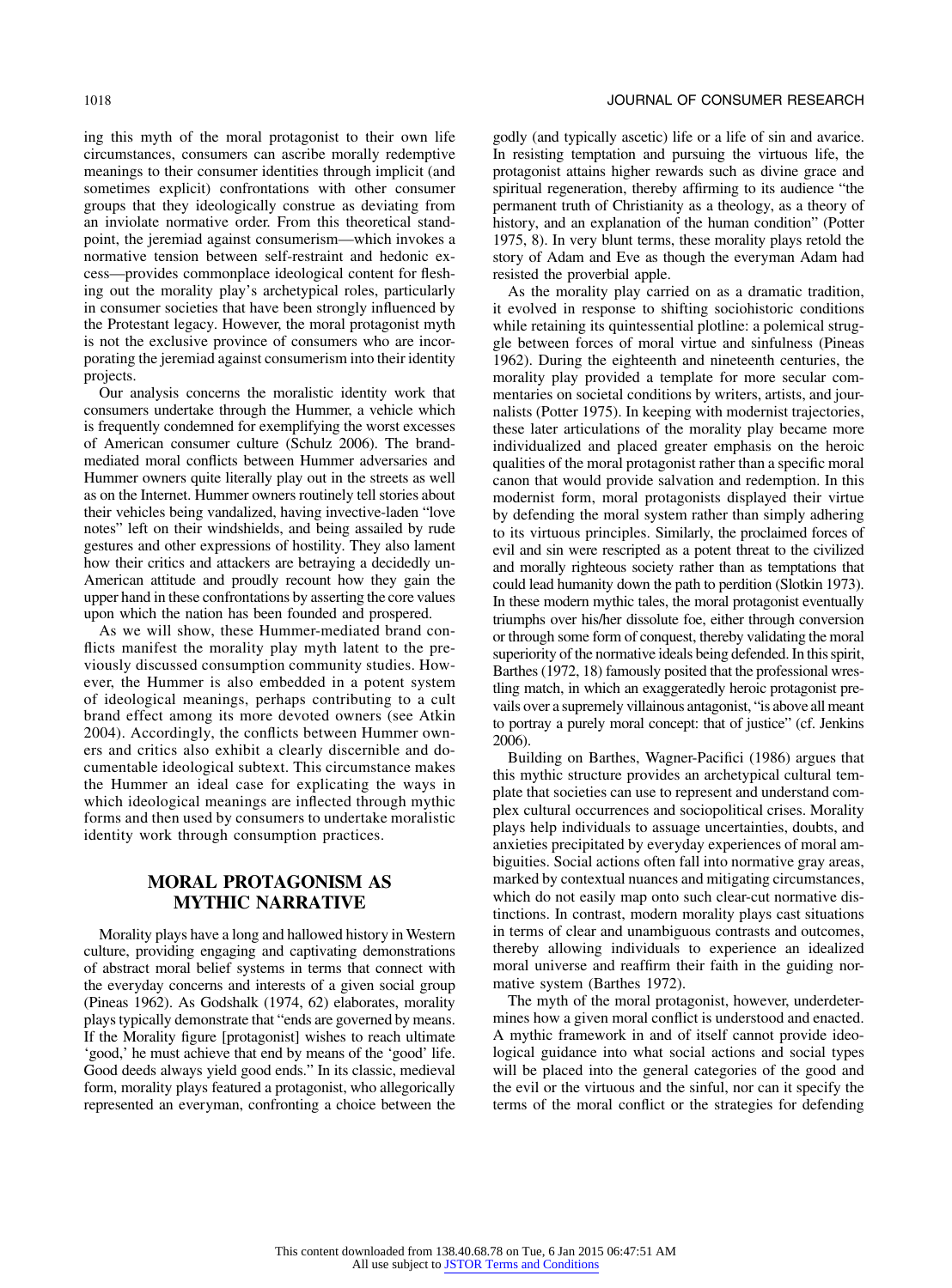ing this myth of the moral protagonist to their own life circumstances, consumers can ascribe morally redemptive meanings to their consumer identities through implicit (and sometimes explicit) confrontations with other consumer groups that they ideologically construe as deviating from an inviolate normative order. From this theoretical standpoint, the jeremiad against consumerism—which invokes a normative tension between self-restraint and hedonic excess—provides commonplace ideological content for fleshing out the morality play's archetypical roles, particularly in consumer societies that have been strongly influenced by the Protestant legacy. However, the moral protagonist myth is not the exclusive province of consumers who are incorporating the jeremiad against consumerism into their identity projects.

Our analysis concerns the moralistic identity work that consumers undertake through the Hummer, a vehicle which is frequently condemned for exemplifying the worst excesses of American consumer culture (Schulz 2006). The brand-mediated moral conflicts between Hummer adversaries and Hummer owners quite literally play out in the streets as well as on the Internet. Hummer owners routinely tell stories about their vehicles being vandalized, having invective-laden "love notes" left on their windshields, and being assailed by rude gestures and other expressions of hostility. They also lament how their critics and attackers are betraying a decidedly un-American attitude and proudly recount how they gain the upper hand in these confrontations by asserting the core values upon which the nation has been founded and prospered.

As we will show, these Hummer-mediated brand conflicts manifest the morality play myth latent to the previously discussed consumption community studies. However, the Hummer is also embedded in a potent system of ideological meanings, perhaps contributing to a cult brand effect among its more devoted owners (see Atkin 2004). Accordingly, the conflicts between Hummer owners and critics also exhibit a clearly discernible and documentable ideological subtext. This circumstance makes the Hummer an ideal case for explicating the ways in which ideological meanings are inflected through mythic forms and then used by consumers to undertake moralistic identity work through consumption practices.

## MORAL PROTAGONISM AS MYTHIC NARRATIVE

Morality plays have a long and hallowed history in Western culture, providing engaging and captivating demonstrations of abstract moral belief systems in terms that connect with the everyday concerns and interests of a given social group (Pineas 1962). As Godshalk (1974, 62) elaborates, morality plays typically demonstrate that "ends are governed by means. If the Morality figure [protagonist] wishes to reach ultimate 'good,' he must achieve that end by means of the 'good' life. Good deeds always yield good ends." In its classic, medieval form, morality plays featured a protagonist, who allegorically represented an everyman, confronting a choice between the godly (and typically ascetic) life or a life of sin and avarice. In resisting temptation and pursuing the virtuous life, the protagonist attains higher rewards such as divine grace and spiritual regeneration, thereby affirming to its audience "the permanent truth of Christianity as a theology, as a theory of history, and an explanation of the human condition" (Potter 1975, 8). In very blunt terms, these morality plays retold the story of Adam and Eve as though the everyman Adam had resisted the proverbial apple.

As the morality play carried on as a dramatic tradition, it evolved in response to shifting sociohistoric conditions while retaining its quintessential plotline: a polemical struggle between forces of moral virtue and sinfulness (Pineas 1962). During the eighteenth and nineteenth centuries, the morality play provided a template for more secular commentaries on societal conditions by writers, artists, and journalists (Potter 1975). In keeping with modernist trajectories, these later articulations of the morality play became more individualized and placed greater emphasis on the heroic qualities of the moral protagonist rather than a specific moral canon that would provide salvation and redemption. In this modernist form, moral protagonists displayed their virtue by defending the moral system rather than simply adhering to its virtuous principles. Similarly, the proclaimed forces of evil and sin were rescripted as a potent threat to the civilized and morally righteous society rather than as temptations that could lead humanity down the path to perdition (Slotkin 1973). In these modern mythic tales, the moral protagonist eventually triumphs over his/her dissolute foe, either through conversion or through some form of conquest, thereby validating the moral superiority of the normative ideals being defended. In this spirit, Barthes (1972, 18) famously posited that the professional wrestling match, in which an exaggeratedly heroic protagonist prevails over a supremely villainous antagonist, "is above all meant to portray a purely moral concept: that of justice" (cf. Jenkins 2006).

Building on Barthes, Wagner-Pacifici (1986) argues that this mythic structure provides an archetypical cultural template that societies can use to represent and understand complex cultural occurrences and sociopolitical crises. Morality plays help individuals to assuage uncertainties, doubts, and anxieties precipitated by everyday experiences of moral ambiguities. Social actions often fall into normative gray areas, marked by contextual nuances and mitigating circumstances, which do not easily map onto such clear-cut normative distinctions. In contrast, modern morality plays cast situations in terms of clear and unambiguous contrasts and outcomes, thereby allowing individuals to experience an idealized moral universe and reaffirm their faith in the guiding normative system (Barthes 1972).

The myth of the moral protagonist, however, underdetermines how a given moral conflict is understood and enacted. A mythic framework in and of itself cannot provide ideological guidance into what social actions and social types will be placed into the general categories of the good and the evil or the virtuous and the sinful, nor can it specify the terms of the moral conflict or the strategies for defending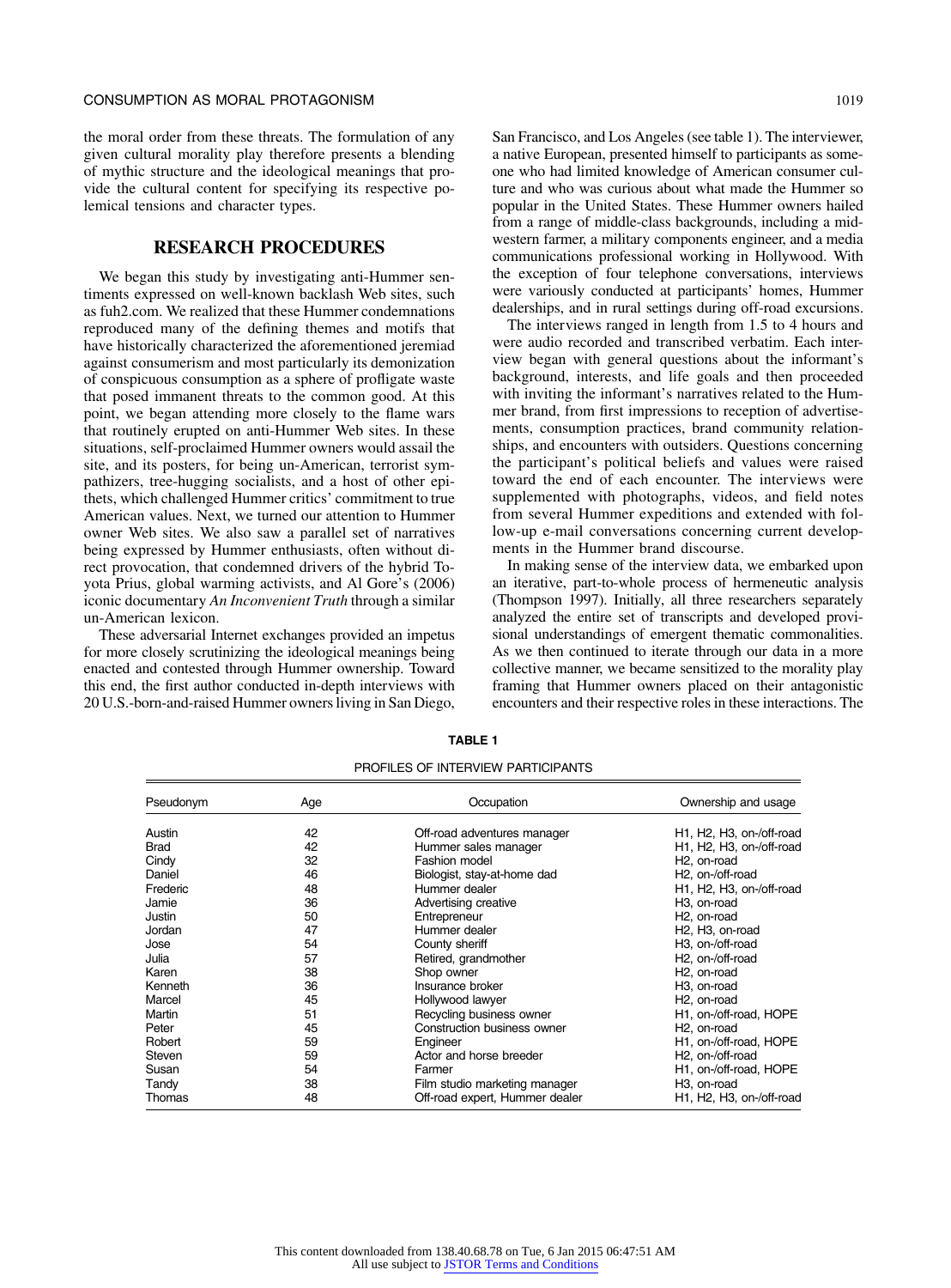the moral order from these threats. The formulation of any given cultural morality play therefore presents a blending of mythic structure and the ideological meanings that provide the cultural content for specifying its respective polemical tensions and character types.

## RESEARCH PROCEDURES

We began this study by investigating anti-Hummer sentiments expressed on well-known backlash Web sites, such as fuh2.com. We realized that these Hummer condemnations reproduced many of the defining themes and motifs that have historically characterized the aforementioned jeremiad against consumerism and most particularly its demonization of conspicuous consumption as a sphere of profligate waste that posed immanent threats to the common good. At this point, we began attending more closely to the flame wars that routinely erupted on anti-Hummer Web sites. In these situations, self-proclaimed Hummer owners would assail the site, and its posters, for being un-American, terrorist sympathizers, tree-hugging socialists, and a host of other epithets, which challenged Hummer critics' commitment to true American values. Next, we turned our attention to Hummer owner Web sites. We also saw a parallel set of narratives being expressed by Hummer enthusiasts, often without direct provocation, that condemned drivers of the hybrid Toyota Prius, global warming activists, and Al Gore's (2006) iconic documentary *An Inconvenient Truth* through a similar un-American lexicon.

These adversarial Internet exchanges provided an impetus for more closely scrutinizing the ideological meanings being enacted and contested through Hummer ownership. Toward this end, the first author conducted in-depth interviews with 20 U.S.-born-and-raised Hummer owners living in San Diego, San Francisco, and Los Angeles (see table 1). The interviewer, a native European, presented himself to participants as someone who had limited knowledge of American consumer culture and who was curious about what made the Hummer so popular in the United States. These Hummer owners hailed from a range of middle-class backgrounds, including a midwestern farmer, a military components engineer, and a media communications professional working in Hollywood. With the exception of four telephone conversations, interviews were variously conducted at participants' homes, Hummer dealerships, and in rural settings during off-road excursions.

The interviews ranged in length from 1.5 to 4 hours and were audio recorded and transcribed verbatim. Each interview began with general questions about the informant's background, interests, and life goals and then proceeded with inviting the informant's narratives related to the Hummer brand, from first impressions to reception of advertisements, consumption practices, brand community relationships, and encounters with outsiders. Questions concerning the participant's political beliefs and values were raised toward the end of each encounter. The interviews were supplemented with photographs, videos, and field notes from several Hummer expeditions and extended with follow-up e-mail conversations concerning current developments in the Hummer brand discourse.

In making sense of the interview data, we embarked upon an iterative, part-to-whole process of hermeneutic analysis (Thompson 1997). Initially, all three researchers separately analyzed the entire set of transcripts and developed provisional understandings of emergent thematic commonalities. As we then continued to iterate through our data in a more collective manner, we became sensitized to the morality play framing that Hummer owners placed on their antagonistic encounters and their respective roles in these interactions. The

**TABLE 1**

PROFILES OF INTERVIEW PARTICIPANTS

| Pseudonym | Age | Occupation | Ownership and usage |
|---|---|---|---|
| Austin | 42 | Off-road adventures manager | H1, H2, H3, on-/off-road |
| Brad | 42 | Hummer sales manager | H1, H2, H3, on-/off-road |
| Cindy | 32 | Fashion model | H2, on-road |
| Daniel | 46 | Biologist, stay-at-home dad | H2, on-/off-road |
| Frederic | 48 | Hummer dealer | H1, H2, H3, on-/off-road |
| Jamie | 36 | Advertising creative | H3, on-road |
| Justin | 50 | Entrepreneur | H2, on-road |
| Jordan | 47 | Hummer dealer | H2, H3, on-road |
| Jose | 54 | County sheriff | H3, on-/off-road |
| Julia | 57 | Retired, grandmother | H2, on-/off-road |
| Karen | 38 | Shop owner | H2, on-road |
| Kenneth | 36 | Insurance broker | H3, on-road |
| Marcel | 45 | Hollywood lawyer | H2, on-road |
| Martin | 51 | Recycling business owner | H1, on-/off-road, HOPE |
| Peter | 45 | Construction business owner | H2, on-road |
| Robert | 59 | Engineer | H1, on-/off-road, HOPE |
| Steven | 59 | Actor and horse breeder | H2, on-/off-road |
| Susan | 54 | Farmer | H1, on-/off-road, HOPE |
| Tandy | 38 | Film studio marketing manager | H3, on-road |
| Thomas | 48 | Off-road expert, Hummer dealer | H1, H2, H3, on-/off-road |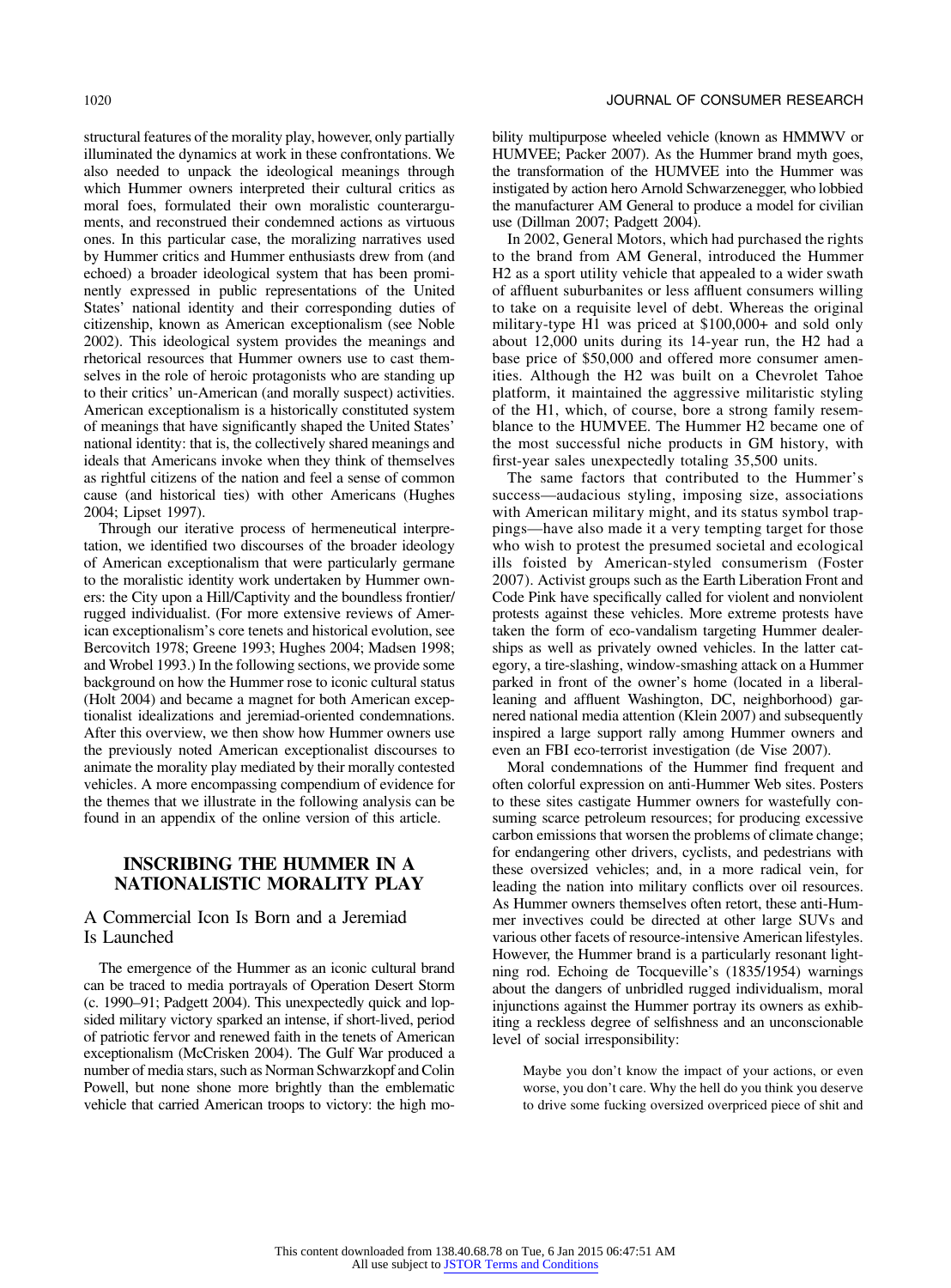structural features of the morality play, however, only partially illuminated the dynamics at work in these confrontations. We also needed to unpack the ideological meanings through which Hummer owners interpreted their cultural critics as moral foes, formulated their own moralistic counterarguments, and reconstrued their condemned actions as virtuous ones. In this particular case, the moralizing narratives used by Hummer critics and Hummer enthusiasts drew from (and echoed) a broader ideological system that has been prominently expressed in public representations of the United States' national identity and their corresponding duties of citizenship, known as American exceptionalism (see Noble 2002). This ideological system provides the meanings and rhetorical resources that Hummer owners use to cast themselves in the role of heroic protagonists who are standing up to their critics' un-American (and morally suspect) activities. American exceptionalism is a historically constituted system of meanings that have significantly shaped the United States' national identity: that is, the collectively shared meanings and ideals that Americans invoke when they think of themselves as rightful citizens of the nation and feel a sense of common cause (and historical ties) with other Americans (Hughes 2004; Lipset 1997).

Through our iterative process of hermeneutical interpretation, we identified two discourses of the broader ideology of American exceptionalism that were particularly germane to the moralistic identity work undertaken by Hummer owners: the City upon a Hill/Captivity and the boundless frontier/rugged individualist. (For more extensive reviews of American exceptionalism's core tenets and historical evolution, see Bercovitch 1978; Greene 1993; Hughes 2004; Madsen 1998; and Wrobel 1993.) In the following sections, we provide some background on how the Hummer rose to iconic cultural status (Holt 2004) and became a magnet for both American exceptionalist idealizations and jeremiad-oriented condemnations. After this overview, we then show how Hummer owners use the previously noted American exceptionalist discourses to animate the morality play mediated by their morally contested vehicles. A more encompassing compendium of evidence for the themes that we illustrate in the following analysis can be found in an appendix of the online version of this article.

## INSCRIBING THE HUMMER IN A NATIONALISTIC MORALITY PLAY

### A Commercial Icon Is Born and a Jeremiad Is Launched

The emergence of the Hummer as an iconic cultural brand can be traced to media portrayals of Operation Desert Storm (c. 1990–91; Padgett 2004). This unexpectedly quick and lopsided military victory sparked an intense, if short-lived, period of patriotic fervor and renewed faith in the tenets of American exceptionalism (McCrisken 2004). The Gulf War produced a number of media stars, such as Norman Schwarzkopf and Colin Powell, but none shone more brightly than the emblematic vehicle that carried American troops to victory: the high mobility multipurpose wheeled vehicle (known as HMMWV or HUMVEE; Packer 2007). As the Hummer brand myth goes, the transformation of the HUMVEE into the Hummer was instigated by action hero Arnold Schwarzenegger, who lobbied the manufacturer AM General to produce a model for civilian use (Dillman 2007; Padgett 2004).

In 2002, General Motors, which had purchased the rights to the brand from AM General, introduced the Hummer H2 as a sport utility vehicle that appealed to a wider swath of affluent suburbanites or less affluent consumers willing to take on a requisite level of debt. Whereas the original military-type H1 was priced at $100,000+ and sold only about 12,000 units during its 14-year run, the H2 had a base price of $50,000 and offered more consumer amenities. Although the H2 was built on a Chevrolet Tahoe platform, it maintained the aggressive militaristic styling of the H1, which, of course, bore a strong family resemblance to the HUMVEE. The Hummer H2 became one of the most successful niche products in GM history, with first-year sales unexpectedly totaling 35,500 units.

The same factors that contributed to the Hummer's success—audacious styling, imposing size, associations with American military might, and its status symbol trappings—have also made it a very tempting target for those who wish to protest the presumed societal and ecological ills foisted by American-styled consumerism (Foster 2007). Activist groups such as the Earth Liberation Front and Code Pink have specifically called for violent and nonviolent protests against these vehicles. More extreme protests have taken the form of eco-vandalism targeting Hummer dealerships as well as privately owned vehicles. In the latter category, a tire-slashing, window-smashing attack on a Hummer parked in front of the owner's home (located in a liberal-leaning and affluent Washington, DC, neighborhood) garnered national media attention (Klein 2007) and subsequently inspired a large support rally among Hummer owners and even an FBI eco-terrorist investigation (de Vise 2007).

Moral condemnations of the Hummer find frequent and often colorful expression on anti-Hummer Web sites. Posters to these sites castigate Hummer owners for wastefully consuming scarce petroleum resources; for producing excessive carbon emissions that worsen the problems of climate change; for endangering other drivers, cyclists, and pedestrians with these oversized vehicles; and, in a more radical vein, for leading the nation into military conflicts over oil resources. As Hummer owners themselves often retort, these anti-Hummer invectives could be directed at other large SUVs and various other facets of resource-intensive American lifestyles. However, the Hummer brand is a particularly resonant lightning rod. Echoing de Tocqueville's (1835/1954) warnings about the dangers of unbridled rugged individualism, moral injunctions against the Hummer portray its owners as exhibiting a reckless degree of selfishness and an unconscionable level of social irresponsibility:

> Maybe you don't know the impact of your actions, or even worse, you don't care. Why the hell do you think you deserve to drive some fucking oversized overpriced piece of shit and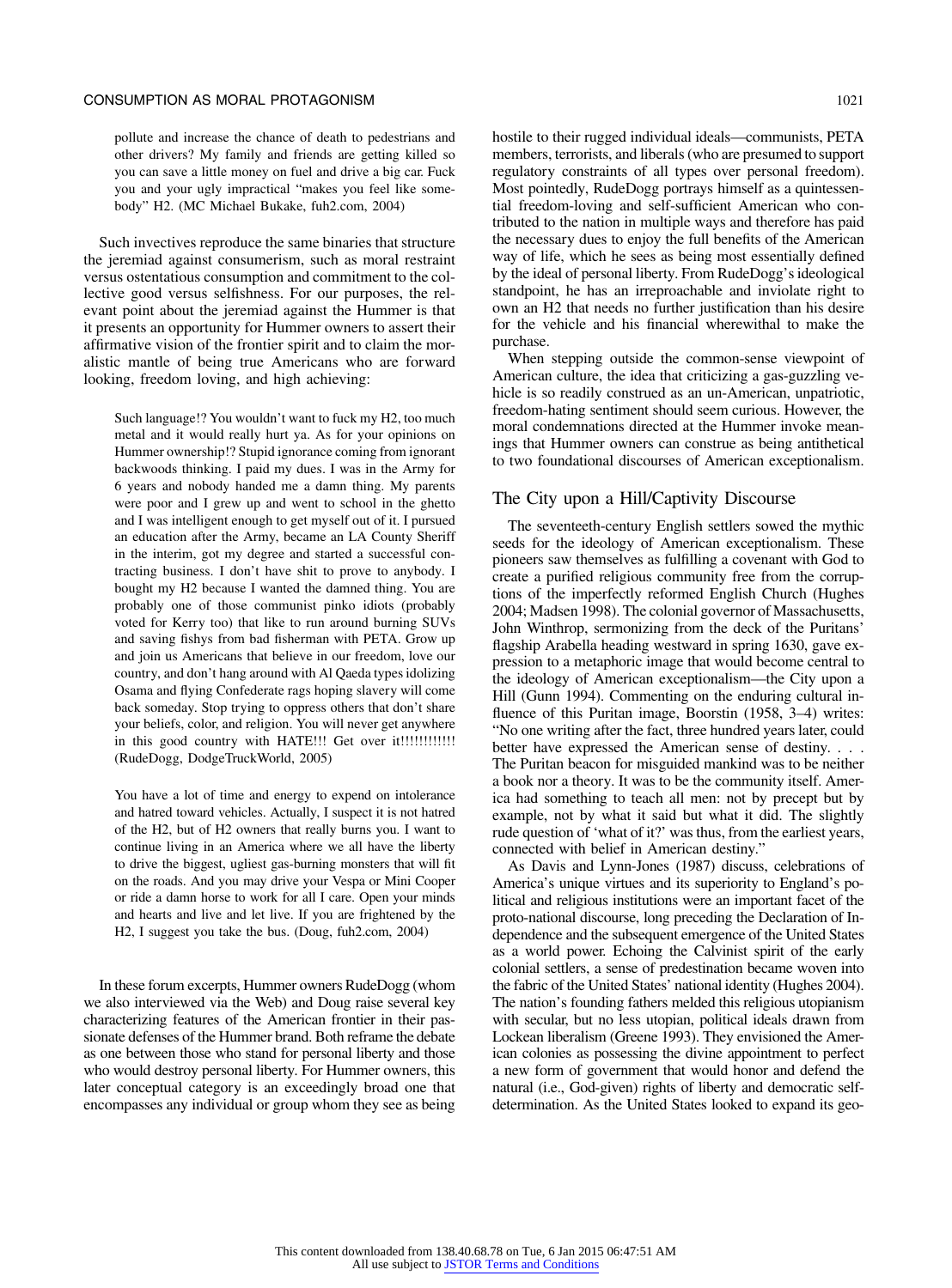> pollute and increase the chance of death to pedestrians and other drivers? My family and friends are getting killed so you can save a little money on fuel and drive a big car. Fuck you and your ugly impractical "makes you feel like somebody" H2. (MC Michael Bukake, fuh2.com, 2004)

Such invectives reproduce the same binaries that structure the jeremiad against consumerism, such as moral restraint versus ostentatious consumption and commitment to the collective good versus selfishness. For our purposes, the relevant point about the jeremiad against the Hummer is that it presents an opportunity for Hummer owners to assert their affirmative vision of the frontier spirit and to claim the moralistic mantle of being true Americans who are forward looking, freedom loving, and high achieving:

> Such language!? You wouldn't want to fuck my H2, too much metal and it would really hurt ya. As for your opinions on Hummer ownership!? Stupid ignorance coming from ignorant backwoods thinking. I paid my dues. I was in the Army for 6 years and nobody handed me a damn thing. My parents were poor and I grew up and went to school in the ghetto and I was intelligent enough to get myself out of it. I pursued an education after the Army, became an LA County Sheriff in the interim, got my degree and started a successful contracting business. I don't have shit to prove to anybody. I bought my H2 because I wanted the damned thing. You are probably one of those communist pinko idiots (probably voted for Kerry too) that like to run around burning SUVs and saving fishys from bad fisherman with PETA. Grow up and join us Americans that believe in our freedom, love our country, and don't hang around with Al Qaeda types idolizing Osama and flying Confederate rags hoping slavery will come back someday. Stop trying to oppress others that don't share your beliefs, color, and religion. You will never get anywhere in this good country with HATE!!! Get over it!!!!!!!!!!!! (RudeDogg, DodgeTruckWorld, 2005)

> You have a lot of time and energy to expend on intolerance and hatred toward vehicles. Actually, I suspect it is not hatred of the H2, but of H2 owners that really burns you. I want to continue living in an America where we all have the liberty to drive the biggest, ugliest gas-burning monsters that will fit on the roads. And you may drive your Vespa or Mini Cooper or ride a damn horse to work for all I care. Open your minds and hearts and live and let live. If you are frightened by the H2, I suggest you take the bus. (Doug, fuh2.com, 2004)

In these forum excerpts, Hummer owners RudeDogg (whom we also interviewed via the Web) and Doug raise several key characterizing features of the American frontier in their passionate defenses of the Hummer brand. Both reframe the debate as one between those who stand for personal liberty and those who would destroy personal liberty. For Hummer owners, this later conceptual category is an exceedingly broad one that encompasses any individual or group whom they see as being hostile to their rugged individual ideals—communists, PETA members, terrorists, and liberals (who are presumed to support regulatory constraints of all types over personal freedom). Most pointedly, RudeDogg portrays himself as a quintessential freedom-loving and self-sufficient American who contributed to the nation in multiple ways and therefore has paid the necessary dues to enjoy the full benefits of the American way of life, which he sees as being most essentially defined by the ideal of personal liberty. From RudeDogg's ideological standpoint, he has an irreproachable and inviolate right to own an H2 that needs no further justification than his desire for the vehicle and his financial wherewithal to make the purchase.

When stepping outside the common-sense viewpoint of American culture, the idea that criticizing a gas-guzzling vehicle is so readily construed as an un-American, unpatriotic, freedom-hating sentiment should seem curious. However, the moral condemnations directed at the Hummer invoke meanings that Hummer owners can construe as being antithetical to two foundational discourses of American exceptionalism.

## The City upon a Hill/Captivity Discourse

The seventeenth-century English settlers sowed the mythic seeds for the ideology of American exceptionalism. These pioneers saw themselves as fulfilling a covenant with God to create a purified religious community free from the corruptions of the imperfectly reformed English Church (Hughes 2004; Madsen 1998). The colonial governor of Massachusetts, John Winthrop, sermonizing from the deck of the Puritans' flagship Arabella heading westward in spring 1630, gave expression to a metaphoric image that would become central to the ideology of American exceptionalism—the City upon a Hill (Gunn 1994). Commenting on the enduring cultural influence of this Puritan image, Boorstin (1958, 3–4) writes: "No one writing after the fact, three hundred years later, could better have expressed the American sense of destiny. . . . The Puritan beacon for misguided mankind was to be neither a book nor a theory. It was to be the community itself. America had something to teach all men: not by precept but by example, not by what it said but what it did. The slightly rude question of 'what of it?' was thus, from the earliest years, connected with belief in American destiny."

As Davis and Lynn-Jones (1987) discuss, celebrations of America's unique virtues and its superiority to England's political and religious institutions were an important facet of the proto-national discourse, long preceding the Declaration of Independence and the subsequent emergence of the United States as a world power. Echoing the Calvinist spirit of the early colonial settlers, a sense of predestination became woven into the fabric of the United States' national identity (Hughes 2004). The nation's founding fathers melded this religious utopianism with secular, but no less utopian, political ideals drawn from Lockean liberalism (Greene 1993). They envisioned the American colonies as possessing the divine appointment to perfect a new form of government that would honor and defend the natural (i.e., God-given) rights of liberty and democratic self-determination. As the United States looked to expand its geo-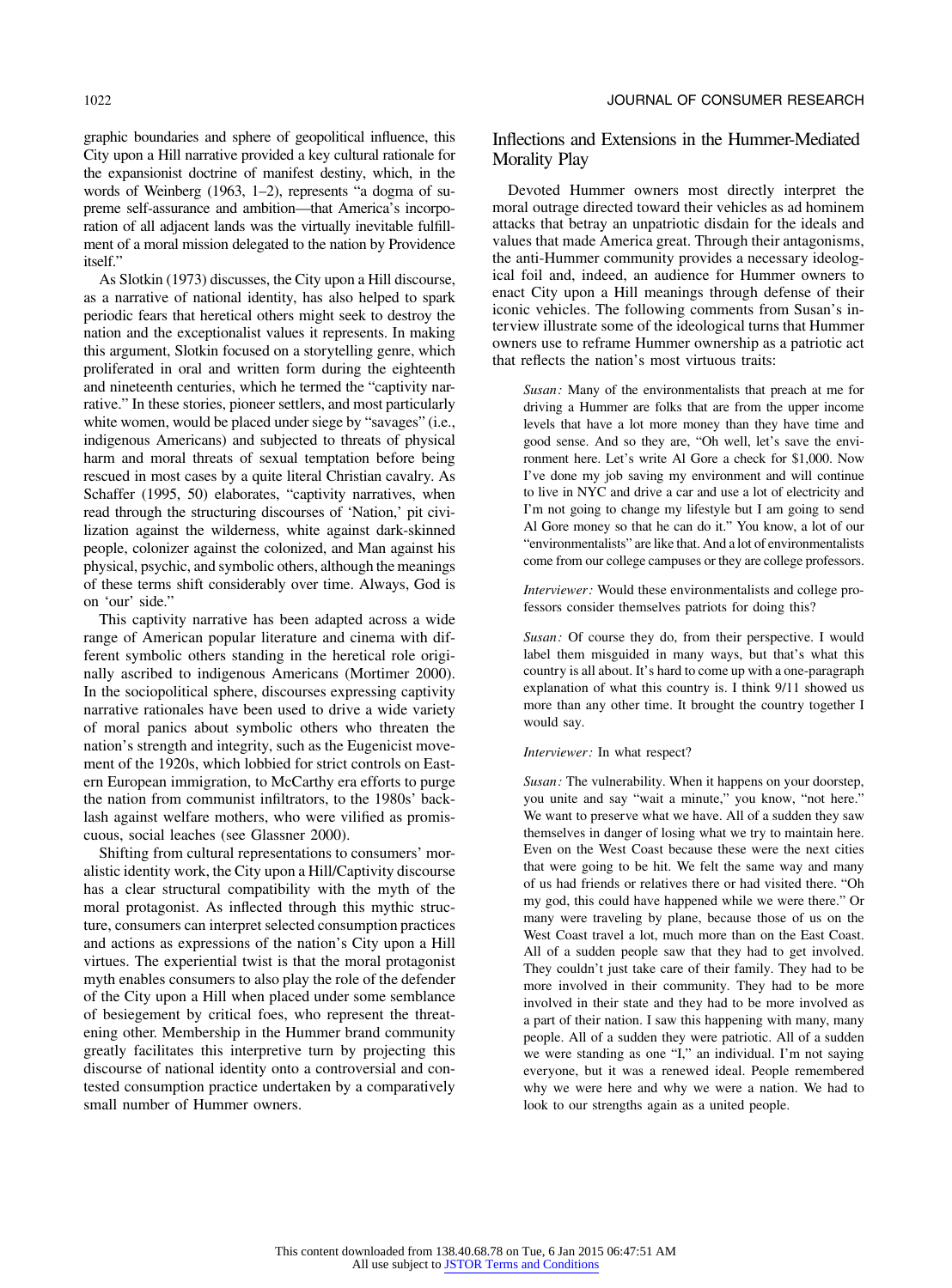graphic boundaries and sphere of geopolitical influence, this City upon a Hill narrative provided a key cultural rationale for the expansionist doctrine of manifest destiny, which, in the words of Weinberg (1963, 1–2), represents "a dogma of supreme self-assurance and ambition—that America's incorporation of all adjacent lands was the virtually inevitable fulfillment of a moral mission delegated to the nation by Providence itself."

As Slotkin (1973) discusses, the City upon a Hill discourse, as a narrative of national identity, has also helped to spark periodic fears that heretical others might seek to destroy the nation and the exceptionalist values it represents. In making this argument, Slotkin focused on a storytelling genre, which proliferated in oral and written form during the eighteenth and nineteenth centuries, which he termed the "captivity narrative." In these stories, pioneer settlers, and most particularly white women, would be placed under siege by "savages" (i.e., indigenous Americans) and subjected to threats of physical harm and moral threats of sexual temptation before being rescued in most cases by a quite literal Christian cavalry. As Schaffer (1995, 50) elaborates, "captivity narratives, when read through the structuring discourses of 'Nation,' pit civilization against the wilderness, white against dark-skinned people, colonizer against the colonized, and Man against his physical, psychic, and symbolic others, although the meanings of these terms shift considerably over time. Always, God is on 'our' side."

This captivity narrative has been adapted across a wide range of American popular literature and cinema with different symbolic others standing in the heretical role originally ascribed to indigenous Americans (Mortimer 2000). In the sociopolitical sphere, discourses expressing captivity narrative rationales have been used to drive a wide variety of moral panics about symbolic others who threaten the nation's strength and integrity, such as the Eugenicist movement of the 1920s, which lobbied for strict controls on Eastern European immigration, to McCarthy era efforts to purge the nation from communist infiltrators, to the 1980s' backlash against welfare mothers, who were vilified as promiscuous, social leaches (see Glassner 2000).

Shifting from cultural representations to consumers' moralistic identity work, the City upon a Hill/Captivity discourse has a clear structural compatibility with the myth of the moral protagonist. As inflected through this mythic structure, consumers can interpret selected consumption practices and actions as expressions of the nation's City upon a Hill virtues. The experiential twist is that the moral protagonist myth enables consumers to also play the role of the defender of the City upon a Hill when placed under some semblance of besiegement by critical foes, who represent the threatening other. Membership in the Hummer brand community greatly facilitates this interpretive turn by projecting this discourse of national identity onto a controversial and contested consumption practice undertaken by a comparatively small number of Hummer owners.

## Inflections and Extensions in the Hummer-Mediated Morality Play

Devoted Hummer owners most directly interpret the moral outrage directed toward their vehicles as ad hominem attacks that betray an unpatriotic disdain for the ideals and values that made America great. Through their antagonisms, the anti-Hummer community provides a necessary ideological foil and, indeed, an audience for Hummer owners to enact City upon a Hill meanings through defense of their iconic vehicles. The following comments from Susan's interview illustrate some of the ideological turns that Hummer owners use to reframe Hummer ownership as a patriotic act that reflects the nation's most virtuous traits:

> *Susan:* Many of the environmentalists that preach at me for driving a Hummer are folks that are from the upper income levels that have a lot more money than they have time and good sense. And so they are, "Oh well, let's save the environment here. Let's write Al Gore a check for $1,000. Now I've done my job saving my environment and will continue to live in NYC and drive a car and use a lot of electricity and I'm not going to change my lifestyle but I am going to send Al Gore money so that he can do it." You know, a lot of our "environmentalists" are like that. And a lot of environmentalists come from our college campuses or they are college professors.
>
> *Interviewer:* Would these environmentalists and college professors consider themselves patriots for doing this?
>
> *Susan:* Of course they do, from their perspective. I would label them misguided in many ways, but that's what this country is all about. It's hard to come up with a one-paragraph explanation of what this country is. I think 9/11 showed us more than any other time. It brought the country together I would say.
>
> *Interviewer:* In what respect?
>
> *Susan:* The vulnerability. When it happens on your doorstep, you unite and say "wait a minute," you know, "not here." We want to preserve what we have. All of a sudden they saw themselves in danger of losing what we try to maintain here. Even on the West Coast because these were the next cities that were going to be hit. We felt the same way and many of us had friends or relatives there or had visited there. "Oh my god, this could have happened while we were there." Or many were traveling by plane, because those of us on the West Coast travel a lot, much more than on the East Coast. All of a sudden people saw that they had to get involved. They couldn't just take care of their family. They had to be more involved in their community. They had to be more involved in their state and they had to be more involved as a part of their nation. I saw this happening with many, many people. All of a sudden they were patriotic. All of a sudden we were standing as one "I," an individual. I'm not saying everyone, but it was a renewed ideal. People remembered why we were here and why we were a nation. We had to look to our strengths again as a united people.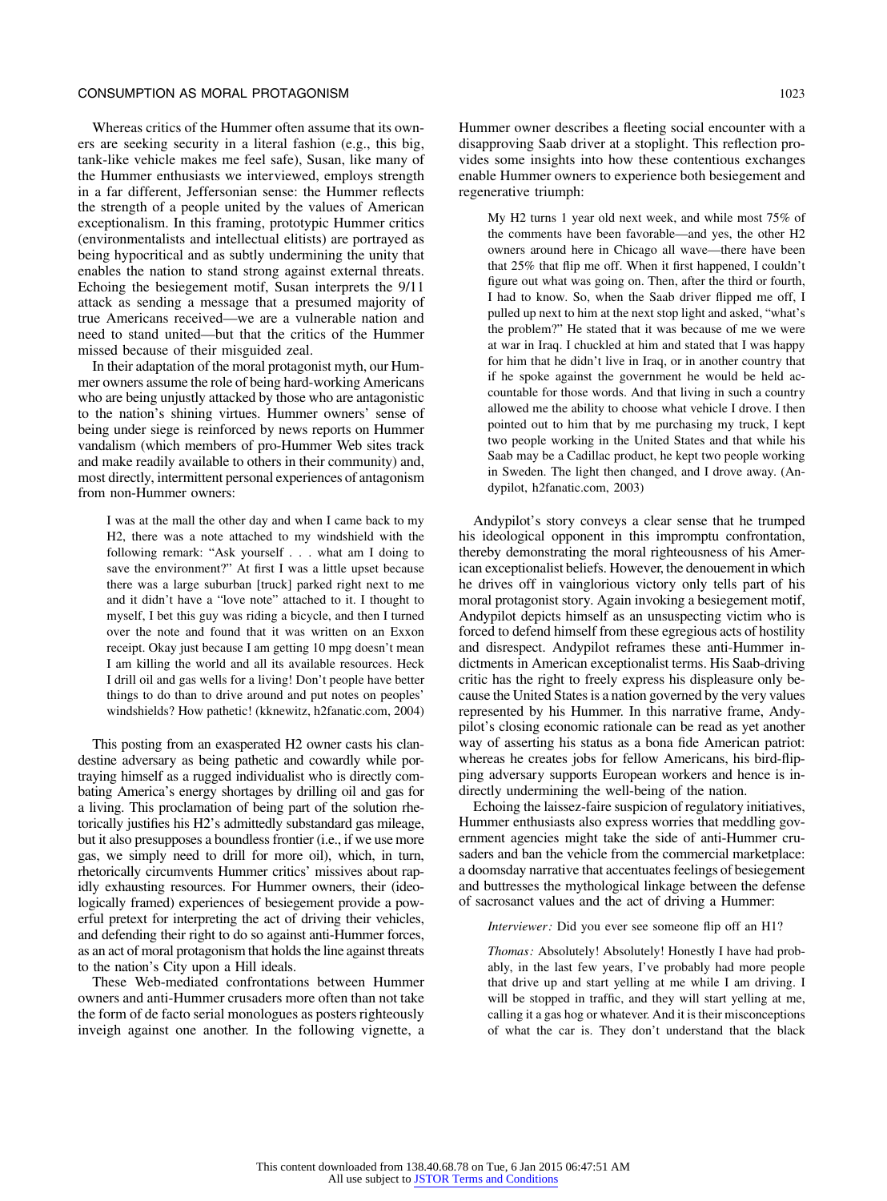Whereas critics of the Hummer often assume that its owners are seeking security in a literal fashion (e.g., this big, tank-like vehicle makes me feel safe), Susan, like many of the Hummer enthusiasts we interviewed, employs strength in a far different, Jeffersonian sense: the Hummer reflects the strength of a people united by the values of American exceptionalism. In this framing, prototypic Hummer critics (environmentalists and intellectual elitists) are portrayed as being hypocritical and as subtly undermining the unity that enables the nation to stand strong against external threats. Echoing the besiegement motif, Susan interprets the 9/11 attack as sending a message that a presumed majority of true Americans received—we are a vulnerable nation and need to stand united—but that the critics of the Hummer missed because of their misguided zeal.

In their adaptation of the moral protagonist myth, our Hummer owners assume the role of being hard-working Americans who are being unjustly attacked by those who are antagonistic to the nation's shining virtues. Hummer owners' sense of being under siege is reinforced by news reports on Hummer vandalism (which members of pro-Hummer Web sites track and make readily available to others in their community) and, most directly, intermittent personal experiences of antagonism from non-Hummer owners:

> I was at the mall the other day and when I came back to my H2, there was a note attached to my windshield with the following remark: "Ask yourself . . . what am I doing to save the environment?" At first I was a little upset because there was a large suburban [truck] parked right next to me and it didn't have a "love note" attached to it. I thought to myself, I bet this guy was riding a bicycle, and then I turned over the note and found that it was written on an Exxon receipt. Okay just because I am getting 10 mpg doesn't mean I am killing the world and all its available resources. Heck I drill oil and gas wells for a living! Don't people have better things to do than to drive around and put notes on peoples' windshields? How pathetic! (kknewitz, h2fanatic.com, 2004)

This posting from an exasperated H2 owner casts his clandestine adversary as being pathetic and cowardly while portraying himself as a rugged individualist who is directly combating America's energy shortages by drilling oil and gas for a living. This proclamation of being part of the solution rhetorically justifies his H2's admittedly substandard gas mileage, but it also presupposes a boundless frontier (i.e., if we use more gas, we simply need to drill for more oil), which, in turn, rhetorically circumvents Hummer critics' missives about rapidly exhausting resources. For Hummer owners, their (ideologically framed) experiences of besiegement provide a powerful pretext for interpreting the act of driving their vehicles, and defending their right to do so against anti-Hummer forces, as an act of moral protagonism that holds the line against threats to the nation's City upon a Hill ideals.

These Web-mediated confrontations between Hummer owners and anti-Hummer crusaders more often than not take the form of de facto serial monologues as posters righteously inveigh against one another. In the following vignette, a Hummer owner describes a fleeting social encounter with a disapproving Saab driver at a stoplight. This reflection provides some insights into how these contentious exchanges enable Hummer owners to experience both besiegement and regenerative triumph:

> My H2 turns 1 year old next week, and while most 75% of the comments have been favorable—and yes, the other H2 owners around here in Chicago all wave—there have been that 25% that flip me off. When it first happened, I couldn't figure out what was going on. Then, after the third or fourth, I had to know. So, when the Saab driver flipped me off, I pulled up next to him at the next stop light and asked, "what's the problem?" He stated that it was because of me we were at war in Iraq. I chuckled at him and stated that I was happy for him that he didn't live in Iraq, or in another country that if he spoke against the government he would be held accountable for those words. And that living in such a country allowed me the ability to choose what vehicle I drove. I then pointed out to him that by me purchasing my truck, I kept two people working in the United States and that while his Saab may be a Cadillac product, he kept two people working in Sweden. The light then changed, and I drove away. (Andypilot, h2fanatic.com, 2003)

Andypilot's story conveys a clear sense that he trumped his ideological opponent in this impromptu confrontation, thereby demonstrating the moral righteousness of his American exceptionalist beliefs. However, the denouement in which he drives off in vainglorious victory only tells part of his moral protagonist story. Again invoking a besiegement motif, Andypilot depicts himself as an unsuspecting victim who is forced to defend himself from these egregious acts of hostility and disrespect. Andypilot reframes these anti-Hummer indictments in American exceptionalist terms. His Saab-driving critic has the right to freely express his displeasure only because the United States is a nation governed by the very values represented by his Hummer. In this narrative frame, Andypilot's closing economic rationale can be read as yet another way of asserting his status as a bona fide American patriot: whereas he creates jobs for fellow Americans, his bird-flipping adversary supports European workers and hence is indirectly undermining the well-being of the nation.

Echoing the laissez-faire suspicion of regulatory initiatives, Hummer enthusiasts also express worries that meddling government agencies might take the side of anti-Hummer crusaders and ban the vehicle from the commercial marketplace: a doomsday narrative that accentuates feelings of besiegement and buttresses the mythological linkage between the defense of sacrosanct values and the act of driving a Hummer:

> *Interviewer:* Did you ever see someone flip off an H1?
>
> *Thomas:* Absolutely! Absolutely! Honestly I have had probably, in the last few years, I've probably had more people that drive up and start yelling at me while I am driving. I will be stopped in traffic, and they will start yelling at me, calling it a gas hog or whatever. And it is their misconceptions of what the car is. They don't understand that the black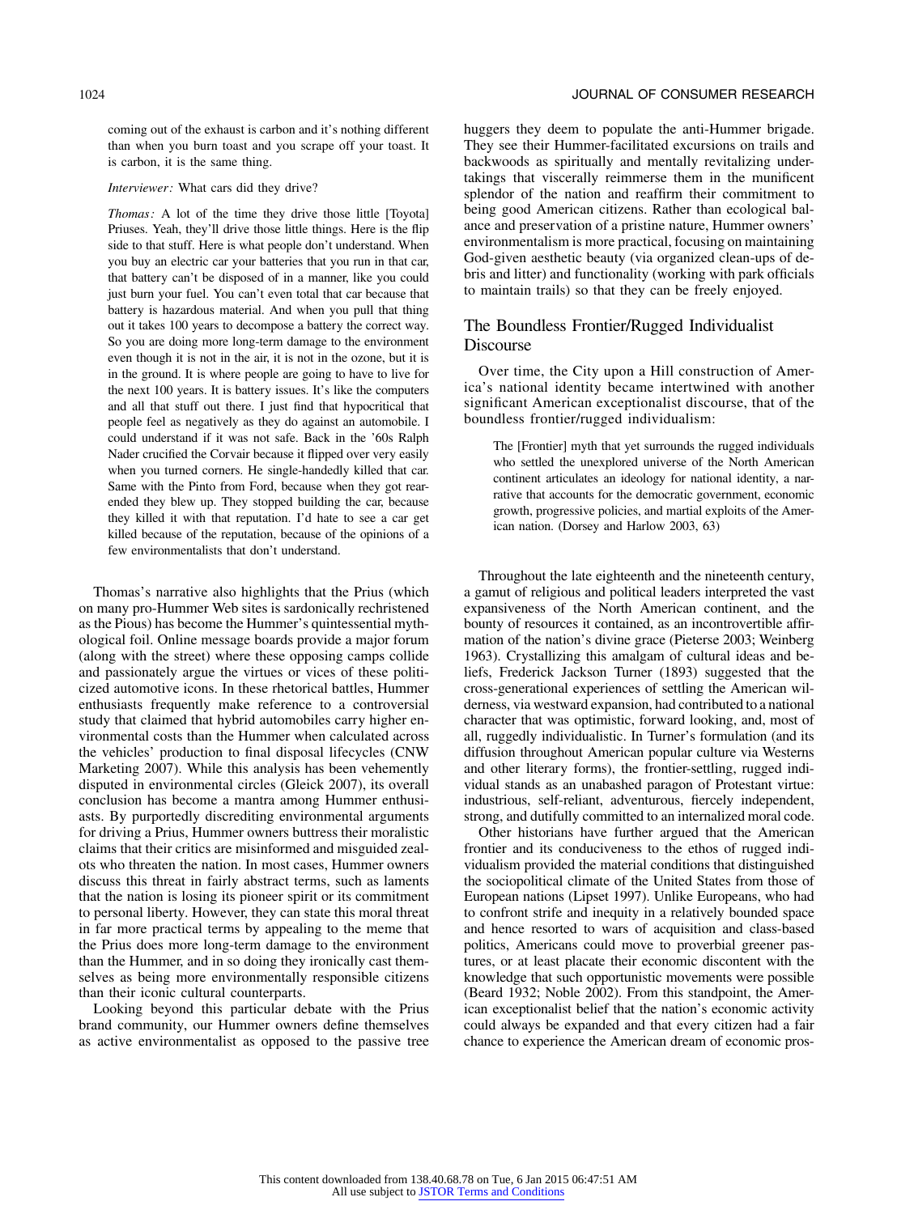> coming out of the exhaust is carbon and it's nothing different than when you burn toast and you scrape off your toast. It is carbon, it is the same thing.
>
> *Interviewer:* What cars did they drive?
>
> *Thomas:* A lot of the time they drive those little [Toyota] Priuses. Yeah, they'll drive those little things. Here is the flip side to that stuff. Here is what people don't understand. When you buy an electric car your batteries that you run in that car, that battery can't be disposed of in a manner, like you could just burn your fuel. You can't even total that car because that battery is hazardous material. And when you pull that thing out it takes 100 years to decompose a battery the correct way. So you are doing more long-term damage to the environment even though it is not in the air, it is not in the ozone, but it is in the ground. It is where people are going to have to live for the next 100 years. It is battery issues. It's like the computers and all that stuff out there. I just find that hypocritical that people feel as negatively as they do against an automobile. I could understand if it was not safe. Back in the '60s Ralph Nader crucified the Corvair because it flipped over very easily when you turned corners. He single-handedly killed that car. Same with the Pinto from Ford, because when they got rear-ended they blew up. They stopped building the car, because they killed it with that reputation. I'd hate to see a car get killed because of the reputation, because of the opinions of a few environmentalists that don't understand.

Thomas's narrative also highlights that the Prius (which on many pro-Hummer Web sites is sardonically rechristened as the Pious) has become the Hummer's quintessential mythological foil. Online message boards provide a major forum (along with the street) where these opposing camps collide and passionately argue the virtues or vices of these politicized automotive icons. In these rhetorical battles, Hummer enthusiasts frequently make reference to a controversial study that claimed that hybrid automobiles carry higher environmental costs than the Hummer when calculated across the vehicles' production to final disposal lifecycles (CNW Marketing 2007). While this analysis has been vehemently disputed in environmental circles (Gleick 2007), its overall conclusion has become a mantra among Hummer enthusiasts. By purportedly discrediting environmental arguments for driving a Prius, Hummer owners buttress their moralistic claims that their critics are misinformed and misguided zealots who threaten the nation. In most cases, Hummer owners discuss this threat in fairly abstract terms, such as laments that the nation is losing its pioneer spirit or its commitment to personal liberty. However, they can state this moral threat in far more practical terms by appealing to the meme that the Prius does more long-term damage to the environment than the Hummer, and in so doing they ironically cast themselves as being more environmentally responsible citizens than their iconic cultural counterparts.

Looking beyond this particular debate with the Prius brand community, our Hummer owners define themselves as active environmentalist as opposed to the passive tree huggers they deem to populate the anti-Hummer brigade. They see their Hummer-facilitated excursions on trails and backwoods as spiritually and mentally revitalizing undertakings that viscerally reimmerse them in the munificent splendor of the nation and reaffirm their commitment to being good American citizens. Rather than ecological balance and preservation of a pristine nature, Hummer owners' environmentalism is more practical, focusing on maintaining God-given aesthetic beauty (via organized clean-ups of debris and litter) and functionality (working with park officials to maintain trails) so that they can be freely enjoyed.

## The Boundless Frontier/Rugged Individualist Discourse

Over time, the City upon a Hill construction of America's national identity became intertwined with another significant American exceptionalist discourse, that of the boundless frontier/rugged individualism:

> The [Frontier] myth that yet surrounds the rugged individuals who settled the unexplored universe of the North American continent articulates an ideology for national identity, a narrative that accounts for the democratic government, economic growth, progressive policies, and martial exploits of the American nation. (Dorsey and Harlow 2003, 63)

Throughout the late eighteenth and the nineteenth century, a gamut of religious and political leaders interpreted the vast expansiveness of the North American continent, and the bounty of resources it contained, as an incontrovertible affirmation of the nation's divine grace (Pieterse 2003; Weinberg 1963). Crystallizing this amalgam of cultural ideas and beliefs, Frederick Jackson Turner (1893) suggested that the cross-generational experiences of settling the American wilderness, via westward expansion, had contributed to a national character that was optimistic, forward looking, and, most of all, ruggedly individualistic. In Turner's formulation (and its diffusion throughout American popular culture via Westerns and other literary forms), the frontier-settling, rugged individual stands as an unabashed paragon of Protestant virtue: industrious, self-reliant, adventurous, fiercely independent, strong, and dutifully committed to an internalized moral code.

Other historians have further argued that the American frontier and its conduciveness to the ethos of rugged individualism provided the material conditions that distinguished the sociopolitical climate of the United States from those of European nations (Lipset 1997). Unlike Europeans, who had to confront strife and inequity in a relatively bounded space and hence resorted to wars of acquisition and class-based politics, Americans could move to proverbial greener pastures, or at least placate their economic discontent with the knowledge that such opportunistic movements were possible (Beard 1932; Noble 2002). From this standpoint, the American exceptionalist belief that the nation's economic activity could always be expanded and that every citizen had a fair chance to experience the American dream of economic pros-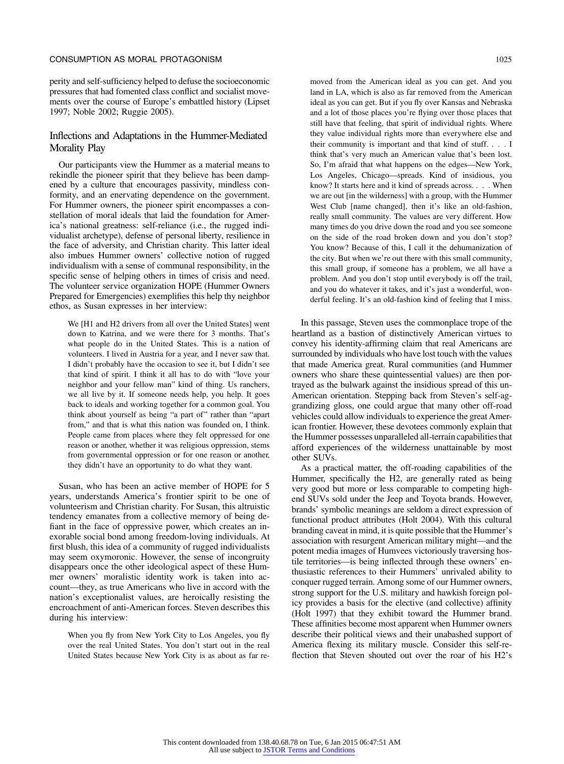perity and self-sufficiency helped to defuse the socioeconomic pressures that had fomented class conflict and socialist movements over the course of Europe's embattled history (Lipset 1997; Noble 2002; Ruggie 2005).

## Inflections and Adaptations in the Hummer-Mediated Morality Play

Our participants view the Hummer as a material means to rekindle the pioneer spirit that they believe has been dampened by a culture that encourages passivity, mindless conformity, and an enervating dependence on the government. For Hummer owners, the pioneer spirit encompasses a constellation of moral ideals that laid the foundation for America's national greatness: self-reliance (i.e., the rugged individualist archetype), defense of personal liberty, resilience in the face of adversity, and Christian charity. This latter ideal also imbues Hummer owners' collective notion of rugged individualism with a sense of communal responsibility, in the specific sense of helping others in times of crisis and need. The volunteer service organization HOPE (Hummer Owners Prepared for Emergencies) exemplifies this help thy neighbor ethos, as Susan expresses in her interview:

> We [H1 and H2 drivers from all over the United States] went down to Katrina, and we were there for 3 months. That's what people do in the United States. This is a nation of volunteers. I lived in Austria for a year, and I never saw that. I didn't probably have the occasion to see it, but I didn't see that kind of spirit. I think it all has to do with "love your neighbor and your fellow man" kind of thing. Us ranchers, we all live by it. If someone needs help, you help. It goes back to ideals and working together for a common goal. You think about yourself as being "a part of" rather than "apart from," and that is what this nation was founded on, I think. People came from places where they felt oppressed for one reason or another, whether it was religious oppression, stems from governmental oppression or for one reason or another, they didn't have an opportunity to do what they want.

Susan, who has been an active member of HOPE for 5 years, understands America's frontier spirit to be one of volunteerism and Christian charity. For Susan, this altruistic tendency emanates from a collective memory of being defiant in the face of oppressive power, which creates an inexorable social bond among freedom-loving individuals. At first blush, this idea of a community of rugged individualists may seem oxymoronic. However, the sense of incongruity disappears once the other ideological aspect of these Hummer owners' moralistic identity work is taken into account—they, as true Americans who live in accord with the nation's exceptionalist values, are heroically resisting the encroachment of anti-American forces. Steven describes this during his interview:

> When you fly from New York City to Los Angeles, you fly over the real United States. You don't start out in the real United States because New York City is as about as far removed from the American ideal as you can get. And you land in LA, which is also as far removed from the American ideal as you can get. But if you fly over Kansas and Nebraska and a lot of those places you're flying over those places that still have that feeling, that spirit of individual rights. Where they value individual rights more than everywhere else and their community is important and that kind of stuff. . . . I think that's very much an American value that's been lost. So, I'm afraid that what happens on the edges—New York, Los Angeles, Chicago—spreads. Kind of insidious, you know? It starts here and it kind of spreads across. . . . When we are out [in the wilderness] with a group, with the Hummer West Club [name changed], then it's like an old-fashion, really small community. The values are very different. How many times do you drive down the road and you see someone on the side of the road broken down and you don't stop? You know? Because of this, I call it the dehumanization of the city. But when we're out there with this small community, this small group, if someone has a problem, we all have a problem. And you don't stop until everybody is off the trail, and you do whatever it takes, and it's just a wonderful, wonderful feeling. It's an old-fashion kind of feeling that I miss.

In this passage, Steven uses the commonplace trope of the heartland as a bastion of distinctively American virtues to convey his identity-affirming claim that real Americans are surrounded by individuals who have lost touch with the values that made America great. Rural communities (and Hummer owners who share these quintessential values) are then portrayed as the bulwark against the insidious spread of this un-American orientation. Stepping back from Steven's self-aggrandizing gloss, one could argue that many other off-road vehicles could allow individuals to experience the great American frontier. However, these devotees commonly explain that the Hummer possesses unparalleled all-terrain capabilities that afford experiences of the wilderness unattainable by most other SUVs.

As a practical matter, the off-roading capabilities of the Hummer, specifically the H2, are generally rated as being very good but more or less comparable to competing high-end SUVs sold under the Jeep and Toyota brands. However, brands' symbolic meanings are seldom a direct expression of functional product attributes (Holt 2004). With this cultural branding caveat in mind, it is quite possible that the Hummer's association with resurgent American military might—and the potent media images of Humvees victoriously traversing hostile territories—is being inflected through these owners' enthusiastic references to their Hummers' unrivaled ability to conquer rugged terrain. Among some of our Hummer owners, strong support for the U.S. military and hawkish foreign policy provides a basis for the elective (and collective) affinity (Holt 1997) that they exhibit toward the Hummer brand. These affinities become most apparent when Hummer owners describe their political views and their unabashed support of America flexing its military muscle. Consider this self-reflection that Steven shouted out over the roar of his H2's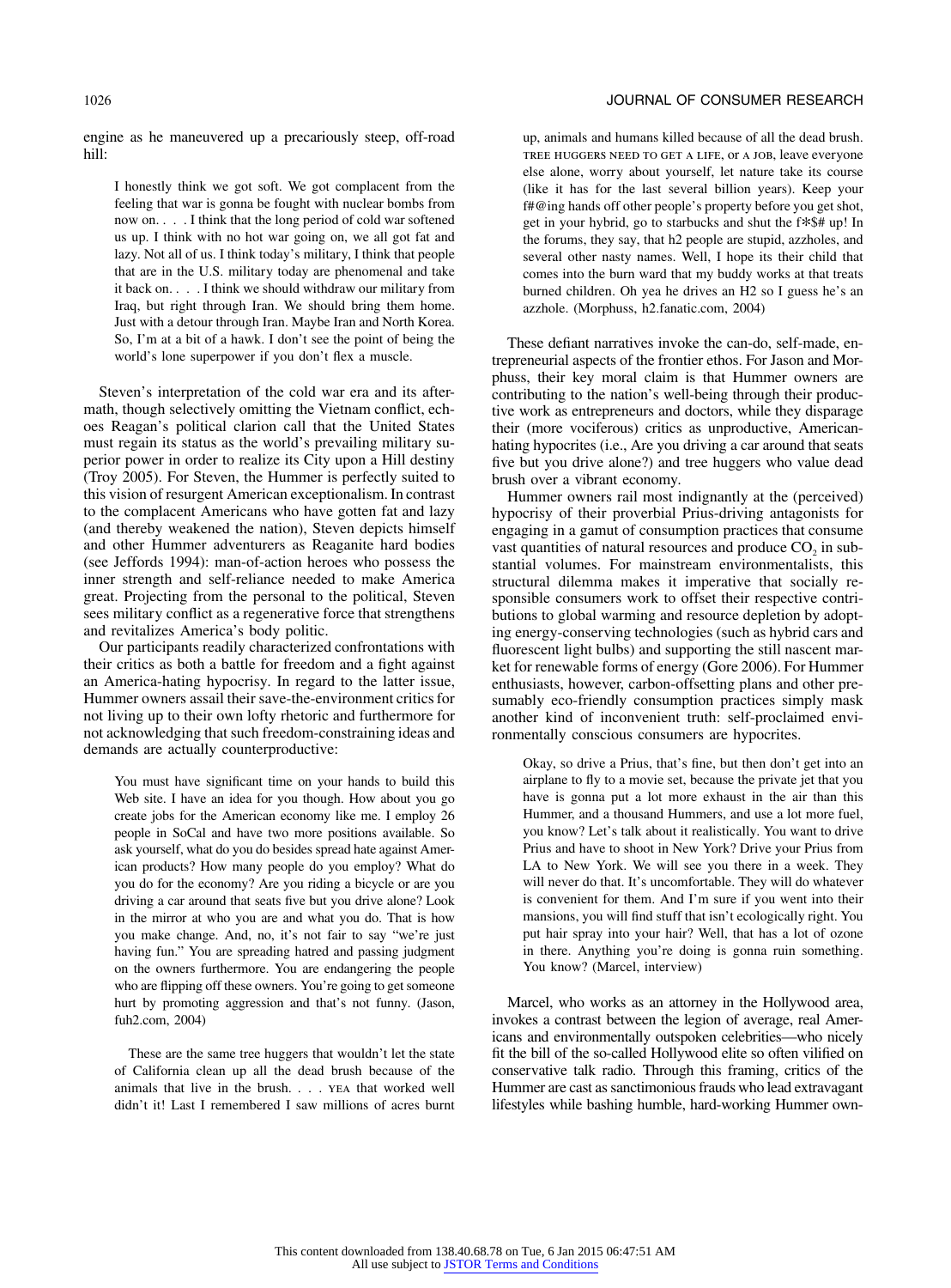engine as he maneuvered up a precariously steep, off-road hill:

> I honestly think we got soft. We got complacent from the feeling that war is gonna be fought with nuclear bombs from now on. . . . I think that the long period of cold war softened us up. I think with no hot war going on, we all got fat and lazy. Not all of us. I think today's military, I think that people that are in the U.S. military today are phenomenal and take it back on. . . . I think we should withdraw our military from Iraq, but right through Iran. We should bring them home. Just with a detour through Iran. Maybe Iran and North Korea. So, I'm at a bit of a hawk. I don't see the point of being the world's lone superpower if you don't flex a muscle.

Steven's interpretation of the cold war era and its aftermath, though selectively omitting the Vietnam conflict, echoes Reagan's political clarion call that the United States must regain its status as the world's prevailing military superior power in order to realize its City upon a Hill destiny (Troy 2005). For Steven, the Hummer is perfectly suited to this vision of resurgent American exceptionalism. In contrast to the complacent Americans who have gotten fat and lazy (and thereby weakened the nation), Steven depicts himself and other Hummer adventurers as Reaganite hard bodies (see Jeffords 1994): man-of-action heroes who possess the inner strength and self-reliance needed to make America great. Projecting from the personal to the political, Steven sees military conflict as a regenerative force that strengthens and revitalizes America's body politic.

Our participants readily characterized confrontations with their critics as both a battle for freedom and a fight against an America-hating hypocrisy. In regard to the latter issue, Hummer owners assail their save-the-environment critics for not living up to their own lofty rhetoric and furthermore for not acknowledging that such freedom-constraining ideas and demands are actually counterproductive:

> You must have significant time on your hands to build this Web site. I have an idea for you though. How about you go create jobs for the American economy like me. I employ 26 people in SoCal and have two more positions available. So ask yourself, what do you do besides spread hate against American products? How many people do you employ? What do you do for the economy? Are you riding a bicycle or are you driving a car around that seats five but you drive alone? Look in the mirror at who you are and what you do. That is how you make change. And, no, it's not fair to say "we're just having fun." You are spreading hatred and passing judgment on the owners furthermore. You are endangering the people who are flipping off these owners. You're going to get someone hurt by promoting aggression and that's not funny. (Jason, fuh2.com, 2004)

> These are the same tree huggers that wouldn't let the state of California clean up all the dead brush because of the animals that live in the brush. . . . YEA that worked well didn't it! Last I remembered I saw millions of acres burnt up, animals and humans killed because of all the dead brush. TREE HUGGERS NEED TO GET A LIFE, or A JOB, leave everyone else alone, worry about yourself, let nature take its course (like it has for the last several billion years). Keep your f#@ing hands off other people's property before you get shot, get in your hybrid, go to starbucks and shut the f*$# up! In the forums, they say, that h2 people are stupid, azzholes, and several other nasty names. Well, I hope its their child that comes into the burn ward that my buddy works at that treats burned children. Oh yea he drives an H2 so I guess he's an azzhole. (Morphuss, h2.fanatic.com, 2004)

These defiant narratives invoke the can-do, self-made, entrepreneurial aspects of the frontier ethos. For Jason and Morphuss, their key moral claim is that Hummer owners are contributing to the nation's well-being through their productive work as entrepreneurs and doctors, while they disparage their (more vociferous) critics as unproductive, American-hating hypocrites (i.e., Are you driving a car around that seats five but you drive alone?) and tree huggers who value dead brush over a vibrant economy.

Hummer owners rail most indignantly at the (perceived) hypocrisy of their proverbial Prius-driving antagonists for engaging in a gamut of consumption practices that consume vast quantities of natural resources and produce $CO_2$ in substantial volumes. For mainstream environmentalists, this structural dilemma makes it imperative that socially responsible consumers work to offset their respective contributions to global warming and resource depletion by adopting energy-conserving technologies (such as hybrid cars and fluorescent light bulbs) and supporting the still nascent market for renewable forms of energy (Gore 2006). For Hummer enthusiasts, however, carbon-offsetting plans and other presumably eco-friendly consumption practices simply mask another kind of inconvenient truth: self-proclaimed environmentally conscious consumers are hypocrites.

> Okay, so drive a Prius, that's fine, but then don't get into an airplane to fly to a movie set, because the private jet that you have is gonna put a lot more exhaust in the air than this Hummer, and a thousand Hummers, and use a lot more fuel, you know? Let's talk about it realistically. You want to drive Prius and have to shoot in New York? Drive your Prius from LA to New York. We will see you there in a week. They will never do that. It's uncomfortable. They will do whatever is convenient for them. And I'm sure if you went into their mansions, you will find stuff that isn't ecologically right. You put hair spray into your hair? Well, that has a lot of ozone in there. Anything you're doing is gonna ruin something. You know? (Marcel, interview)

Marcel, who works as an attorney in the Hollywood area, invokes a contrast between the legion of average, real Americans and environmentally outspoken celebrities—who nicely fit the bill of the so-called Hollywood elite so often vilified on conservative talk radio. Through this framing, critics of the Hummer are cast as sanctimonious frauds who lead extravagant lifestyles while bashing humble, hard-working Hummer own-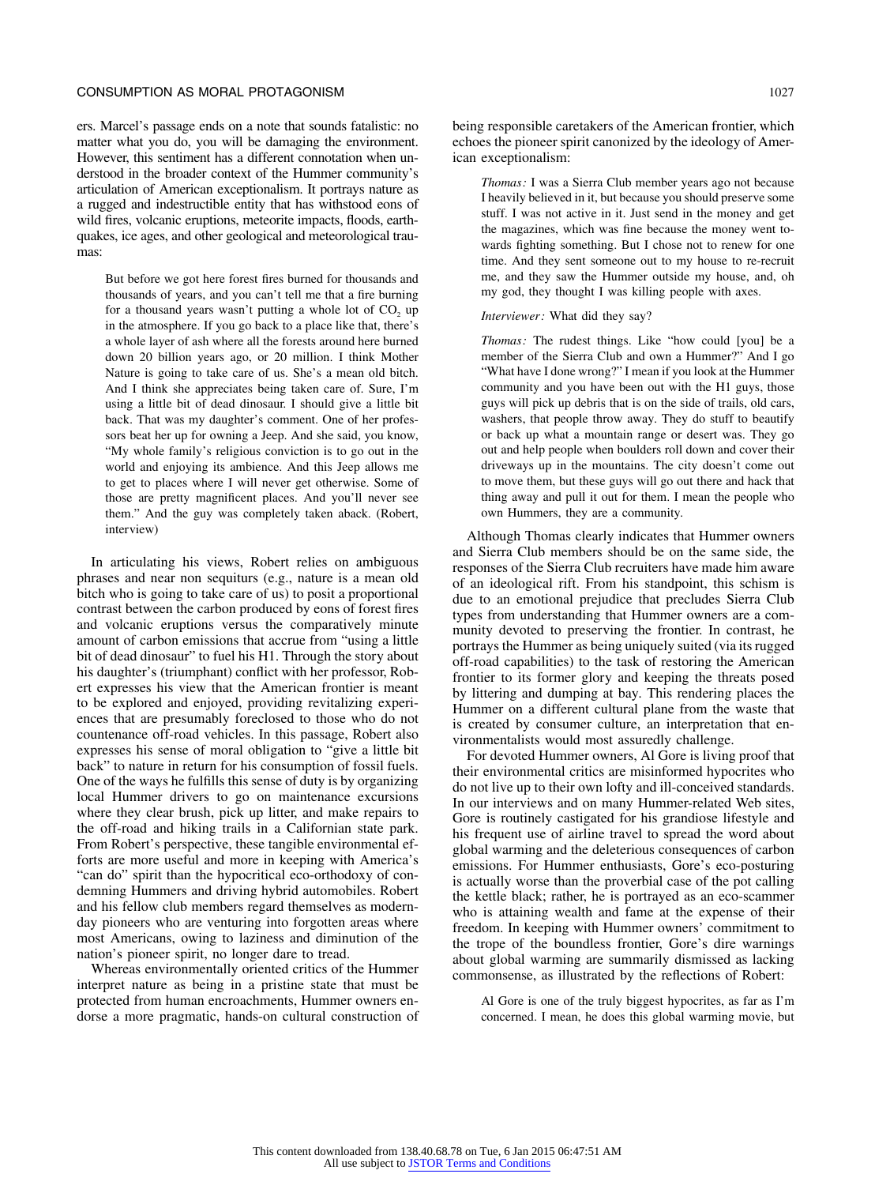ers. Marcel's passage ends on a note that sounds fatalistic: no matter what you do, you will be damaging the environment. However, this sentiment has a different connotation when understood in the broader context of the Hummer community's articulation of American exceptionalism. It portrays nature as a rugged and indestructible entity that has withstood eons of wild fires, volcanic eruptions, meteorite impacts, floods, earthquakes, ice ages, and other geological and meteorological traumas:

> But before we got here forest fires burned for thousands and thousands of years, and you can't tell me that a fire burning for a thousand years wasn't putting a whole lot of $CO_2$ up in the atmosphere. If you go back to a place like that, there's a whole layer of ash where all the forests around here burned down 20 billion years ago, or 20 million. I think Mother Nature is going to take care of us. She's a mean old bitch. And I think she appreciates being taken care of. Sure, I'm using a little bit of dead dinosaur. I should give a little bit back. That was my daughter's comment. One of her professors beat her up for owning a Jeep. And she said, you know, "My whole family's religious conviction is to go out in the world and enjoying its ambience. And this Jeep allows me to get to places where I will never get otherwise. Some of those are pretty magnificent places. And you'll never see them." And the guy was completely taken aback. (Robert, interview)

In articulating his views, Robert relies on ambiguous phrases and near non sequiturs (e.g., nature is a mean old bitch who is going to take care of us) to posit a proportional contrast between the carbon produced by eons of forest fires and volcanic eruptions versus the comparatively minute amount of carbon emissions that accrue from "using a little bit of dead dinosaur" to fuel his H1. Through the story about his daughter's (triumphant) conflict with her professor, Robert expresses his view that the American frontier is meant to be explored and enjoyed, providing revitalizing experiences that are presumably foreclosed to those who do not countenance off-road vehicles. In this passage, Robert also expresses his sense of moral obligation to "give a little bit back" to nature in return for his consumption of fossil fuels. One of the ways he fulfills this sense of duty is by organizing local Hummer drivers to go on maintenance excursions where they clear brush, pick up litter, and make repairs to the off-road and hiking trails in a Californian state park. From Robert's perspective, these tangible environmental efforts are more useful and more in keeping with America's "can do" spirit than the hypocritical eco-orthodoxy of condemning Hummers and driving hybrid automobiles. Robert and his fellow club members regard themselves as modern-day pioneers who are venturing into forgotten areas where most Americans, owing to laziness and diminution of the nation's pioneer spirit, no longer dare to tread.

Whereas environmentally oriented critics of the Hummer interpret nature as being in a pristine state that must be protected from human encroachments, Hummer owners endorse a more pragmatic, hands-on cultural construction of being responsible caretakers of the American frontier, which echoes the pioneer spirit canonized by the ideology of American exceptionalism:

> *Thomas:* I was a Sierra Club member years ago not because I heavily believed in it, but because you should preserve some stuff. I was not active in it. Just send in the money and get the magazines, which was fine because the money went towards fighting something. But I chose not to renew for one time. And they sent someone out to my house to re-recruit me, and they saw the Hummer outside my house, and, oh my god, they thought I was killing people with axes.
>
> *Interviewer:* What did they say?
>
> *Thomas:* The rudest things. Like "how could [you] be a member of the Sierra Club and own a Hummer?" And I go "What have I done wrong?" I mean if you look at the Hummer community and you have been out with the H1 guys, those guys will pick up debris that is on the side of trails, old cars, washers, that people throw away. They do stuff to beautify or back up what a mountain range or desert was. They go out and help people when boulders roll down and cover their driveways up in the mountains. The city doesn't come out to move them, but these guys will go out there and hack that thing away and pull it out for them. I mean the people who own Hummers, they are a community.

Although Thomas clearly indicates that Hummer owners and Sierra Club members should be on the same side, the responses of the Sierra Club recruiters have made him aware of an ideological rift. From his standpoint, this schism is due to an emotional prejudice that precludes Sierra Club types from understanding that Hummer owners are a community devoted to preserving the frontier. In contrast, he portrays the Hummer as being uniquely suited (via its rugged off-road capabilities) to the task of restoring the American frontier to its former glory and keeping the threats posed by littering and dumping at bay. This rendering places the Hummer on a different cultural plane from the waste that is created by consumer culture, an interpretation that environmentalists would most assuredly challenge.

For devoted Hummer owners, Al Gore is living proof that their environmental critics are misinformed hypocrites who do not live up to their own lofty and ill-conceived standards. In our interviews and on many Hummer-related Web sites, Gore is routinely castigated for his grandiose lifestyle and his frequent use of airline travel to spread the word about global warming and the deleterious consequences of carbon emissions. For Hummer enthusiasts, Gore's eco-posturing is actually worse than the proverbial case of the pot calling the kettle black; rather, he is portrayed as an eco-scammer who is attaining wealth and fame at the expense of their freedom. In keeping with Hummer owners' commitment to the trope of the boundless frontier, Gore's dire warnings about global warming are summarily dismissed as lacking commonsense, as illustrated by the reflections of Robert:

> Al Gore is one of the truly biggest hypocrites, as far as I'm concerned. I mean, he does this global warming movie, but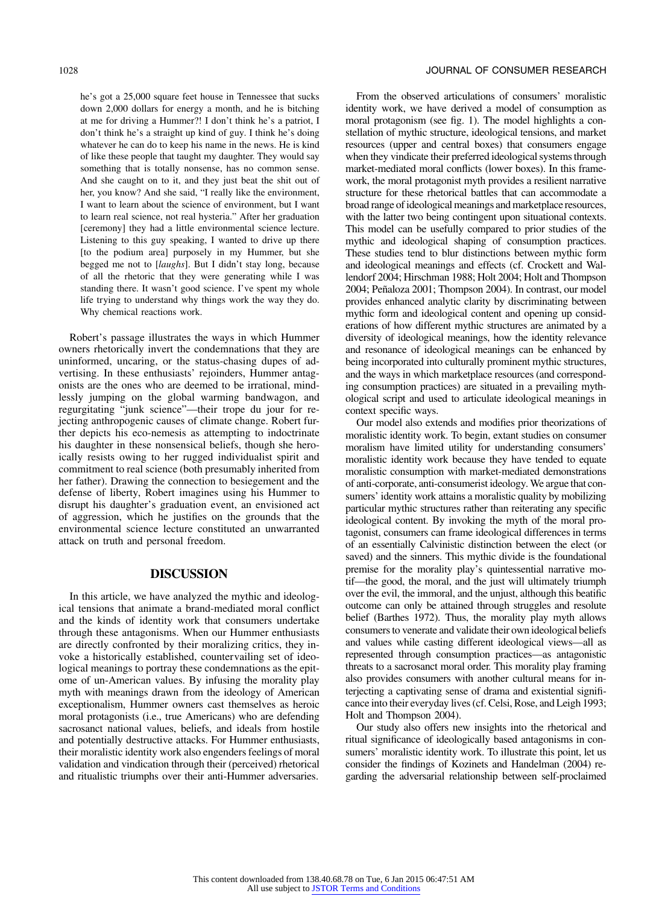> he's got a 25,000 square feet house in Tennessee that sucks down 2,000 dollars for energy a month, and he is bitching at me for driving a Hummer?! I don't think he's a patriot, I don't think he's a straight up kind of guy. I think he's doing whatever he can do to keep his name in the news. He is kind of like these people that taught my daughter. They would say something that is totally nonsense, has no common sense. And she caught on to it, and they just beat the shit out of her, you know? And she said, "I really like the environment, I want to learn about the science of environment, but I want to learn real science, not real hysteria." After her graduation [ceremony] they had a little environmental science lecture. Listening to this guy speaking, I wanted to drive up there [to the podium area] purposely in my Hummer, but she begged me not to [*laughs*]. But I didn't stay long, because of all the rhetoric that they were generating while I was standing there. It wasn't good science. I've spent my whole life trying to understand why things work the way they do. Why chemical reactions work.

Robert's passage illustrates the ways in which Hummer owners rhetorically invert the condemnations that they are uninformed, uncaring, or the status-chasing dupes of advertising. In these enthusiasts' rejoinders, Hummer antagonists are the ones who are deemed to be irrational, mindlessly jumping on the global warming bandwagon, and regurgitating "junk science"—their trope du jour for rejecting anthropogenic causes of climate change. Robert further depicts his eco-nemesis as attempting to indoctrinate his daughter in these nonsensical beliefs, though she heroically resists owing to her rugged individualist spirit and commitment to real science (both presumably inherited from her father). Drawing the connection to besiegement and the defense of liberty, Robert imagines using his Hummer to disrupt his daughter's graduation event, an envisioned act of aggression, which he justifies on the grounds that the environmental science lecture constituted an unwarranted attack on truth and personal freedom.

## DISCUSSION

In this article, we have analyzed the mythic and ideological tensions that animate a brand-mediated moral conflict and the kinds of identity work that consumers undertake through these antagonisms. When our Hummer enthusiasts are directly confronted by their moralizing critics, they invoke a historically established, countervailing set of ideological meanings to portray these condemnations as the epitome of un-American values. By infusing the morality play myth with meanings drawn from the ideology of American exceptionalism, Hummer owners cast themselves as heroic moral protagonists (i.e., true Americans) who are defending sacrosanct national values, beliefs, and ideals from hostile and potentially destructive attacks. For Hummer enthusiasts, their moralistic identity work also engenders feelings of moral validation and vindication through their (perceived) rhetorical and ritualistic triumphs over their anti-Hummer adversaries.

From the observed articulations of consumers' moralistic identity work, we have derived a model of consumption as moral protagonism (see fig. 1). The model highlights a constellation of mythic structure, ideological tensions, and market resources (upper and central boxes) that consumers engage when they vindicate their preferred ideological systems through market-mediated moral conflicts (lower boxes). In this framework, the moral protagonist myth provides a resilient narrative structure for these rhetorical battles that can accommodate a broad range of ideological meanings and marketplace resources, with the latter two being contingent upon situational contexts. This model can be usefully compared to prior studies of the mythic and ideological shaping of consumption practices. These studies tend to blur distinctions between mythic form and ideological meanings and effects (cf. Crockett and Wallendorf 2004; Hirschman 1988; Holt 2004; Holt and Thompson 2004; Peñaloza 2001; Thompson 2004). In contrast, our model provides enhanced analytic clarity by discriminating between mythic form and ideological content and opening up considerations of how different mythic structures are animated by a diversity of ideological meanings, how the identity relevance and resonance of ideological meanings can be enhanced by being incorporated into culturally prominent mythic structures, and the ways in which marketplace resources (and corresponding consumption practices) are situated in a prevailing mythological script and used to articulate ideological meanings in context specific ways.

Our model also extends and modifies prior theorizations of moralistic identity work. To begin, extant studies on consumer moralism have limited utility for understanding consumers' moralistic identity work because they have tended to equate moralistic consumption with market-mediated demonstrations of anti-corporate, anti-consumerist ideology. We argue that consumers' identity work attains a moralistic quality by mobilizing particular mythic structures rather than reiterating any specific ideological content. By invoking the myth of the moral protagonist, consumers can frame ideological differences in terms of an essentially Calvinistic distinction between the elect (or saved) and the sinners. This mythic divide is the foundational premise for the morality play's quintessential narrative motif—the good, the moral, and the just will ultimately triumph over the evil, the immoral, and the unjust, although this beatific outcome can only be attained through struggles and resolute belief (Barthes 1972). Thus, the morality play myth allows consumers to venerate and validate their own ideological beliefs and values while casting different ideological views—all as represented through consumption practices—as antagonistic threats to a sacrosanct moral order. This morality play framing also provides consumers with another cultural means for interjecting a captivating sense of drama and existential significance into their everyday lives (cf. Celsi, Rose, and Leigh 1993; Holt and Thompson 2004).

Our study also offers new insights into the rhetorical and ritual significance of ideologically based antagonisms in consumers' moralistic identity work. To illustrate this point, let us consider the findings of Kozinets and Handelman (2004) regarding the adversarial relationship between self-proclaimed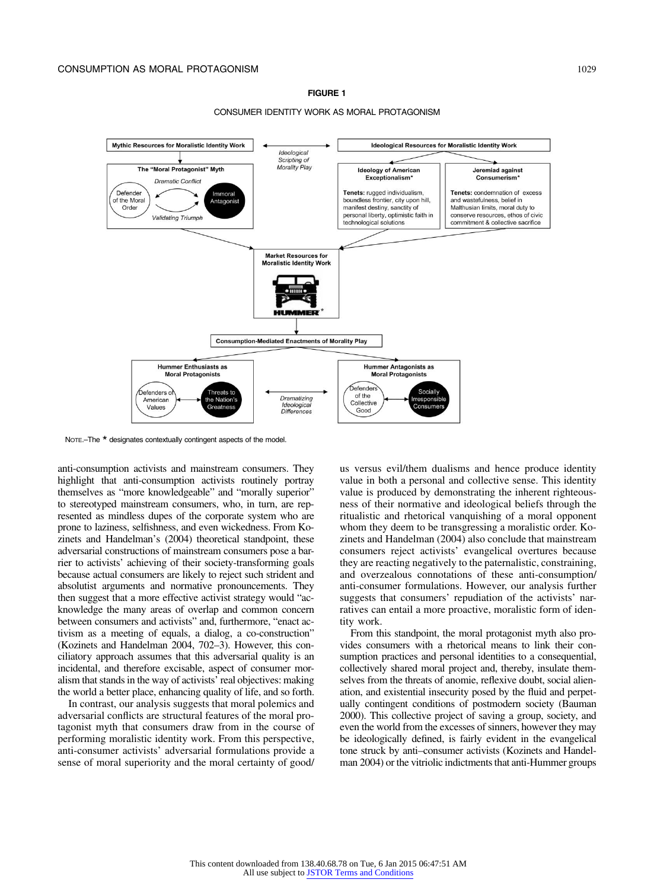**FIGURE 1**

CONSUMER IDENTITY WORK AS MORAL PROTAGONISM

Mythic Resources for Moralistic Identity Work

Ideological Scripting of Morality Play

Ideological Resources for Moralistic Identity Work

The "Moral Protagonist" Myth

Dramatic Conflict

Defender of the Moral Order

Immoral Antagonist

Validating Triumph

Ideology of American Exceptionalism*

Tenets: rugged individualism, boundless frontier, city upon hill, manifest destiny, sanctity of personal liberty, optimistic faith in technological solutions

Jeremiad against Consumerism*

Tenets: condemnation of excess and wastefulness, belief in Malthusian limits, moral duty to conserve resources, ethos of civic commitment & collective sacrifice

Market Resources for Moralistic Identity Work

HUMMER*

Consumption-Mediated Enactments of Morality Play

Hummer Enthusiasts as Moral Protagonists

Defenders of American Values

Threats to the Nation's Greatness

Dramatizing Ideological Differences

Hummer Antagonists as Moral Protagonists

Defenders of the Collective Good

Socially Irresponsible Consumers

NOTE.–The * designates contextually contingent aspects of the model.

anti-consumption activists and mainstream consumers. They highlight that anti-consumption activists routinely portray themselves as "more knowledgeable" and "morally superior" to stereotyped mainstream consumers, who, in turn, are represented as mindless dupes of the corporate system who are prone to laziness, selfishness, and even wickedness. From Kozinets and Handelman's (2004) theoretical standpoint, these adversarial constructions of mainstream consumers pose a barrier to activists' achieving of their society-transforming goals because actual consumers are likely to reject such strident and absolutist arguments and normative pronouncements. They then suggest that a more effective activist strategy would "acknowledge the many areas of overlap and common concern between consumers and activists" and, furthermore, "enact activism as a meeting of equals, a dialog, a co-construction" (Kozinets and Handelman 2004, 702–3). However, this conciliatory approach assumes that this adversarial quality is an incidental, and therefore excisable, aspect of consumer moralism that stands in the way of activists' real objectives: making the world a better place, enhancing quality of life, and so forth.

In contrast, our analysis suggests that moral polemics and adversarial conflicts are structural features of the moral protagonist myth that consumers draw from in the course of performing moralistic identity work. From this perspective, anti-consumer activists' adversarial formulations provide a sense of moral superiority and the moral certainty of good/us versus evil/them dualisms and hence produce identity value in both a personal and collective sense. This identity value is produced by demonstrating the inherent righteousness of their normative and ideological beliefs through the ritualistic and rhetorical vanquishing of a moral opponent whom they deem to be transgressing a moralistic order. Kozinets and Handelman (2004) also conclude that mainstream consumers reject activists' evangelical overtures because they are reacting negatively to the paternalistic, constraining, and overzealous connotations of these anti-consumption/anti-consumer formulations. However, our analysis further suggests that consumers' repudiation of the activists' narratives can entail a more proactive, moralistic form of identity work.

From this standpoint, the moral protagonist myth also provides consumers with a rhetorical means to link their consumption practices and personal identities to a consequential, collectively shared moral project and, thereby, insulate themselves from the threats of anomie, reflexive doubt, social alienation, and existential insecurity posed by the fluid and perpetually contingent conditions of postmodern society (Bauman 2000). This collective project of saving a group, society, and even the world from the excesses of sinners, however they may be ideologically defined, is fairly evident in the evangelical tone struck by anti–consumer activists (Kozinets and Handelman 2004) or the vitriolic indictments that anti-Hummer groups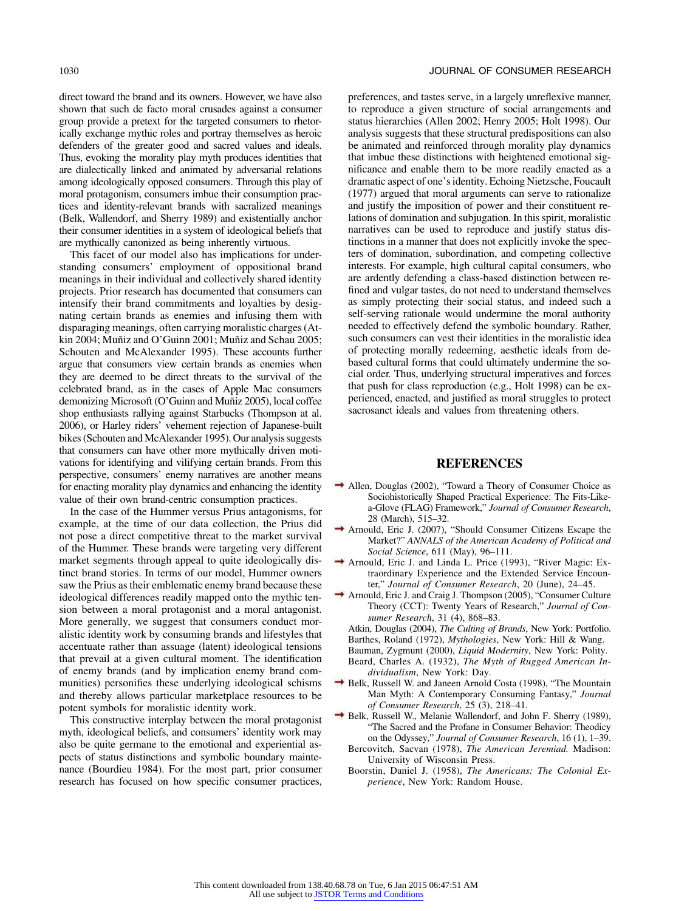direct toward the brand and its owners. However, we have also shown that such de facto moral crusades against a consumer group provide a pretext for the targeted consumers to rhetorically exchange mythic roles and portray themselves as heroic defenders of the greater good and sacred values and ideals. Thus, evoking the morality play myth produces identities that are dialectically linked and animated by adversarial relations among ideologically opposed consumers. Through this play of moral protagonism, consumers imbue their consumption practices and identity-relevant brands with sacralized meanings (Belk, Wallendorf, and Sherry 1989) and existentially anchor their consumer identities in a system of ideological beliefs that are mythically canonized as being inherently virtuous.

This facet of our model also has implications for understanding consumers' employment of oppositional brand meanings in their individual and collectively shared identity projects. Prior research has documented that consumers can intensify their brand commitments and loyalties by designating certain brands as enemies and infusing them with disparaging meanings, often carrying moralistic charges (Atkin 2004; Muñiz and O'Guinn 2001; Muñiz and Schau 2005; Schouten and McAlexander 1995). These accounts further argue that consumers view certain brands as enemies when they are deemed to be direct threats to the survival of the celebrated brand, as in the cases of Apple Mac consumers demonizing Microsoft (O'Guinn and Muñiz 2005), local coffee shop enthusiasts rallying against Starbucks (Thompson at al. 2006), or Harley riders' vehement rejection of Japanese-built bikes (Schouten and McAlexander 1995). Our analysis suggests that consumers can have other more mythically driven motivations for identifying and vilifying certain brands. From this perspective, consumers' enemy narratives are another means for enacting morality play dynamics and enhancing the identity value of their own brand-centric consumption practices.

In the case of the Hummer versus Prius antagonisms, for example, at the time of our data collection, the Prius did not pose a direct competitive threat to the market survival of the Hummer. These brands were targeting very different market segments through appeal to quite ideologically distinct brand stories. In terms of our model, Hummer owners saw the Prius as their emblematic enemy brand because these ideological differences readily mapped onto the mythic tension between a moral protagonist and a moral antagonist. More generally, we suggest that consumers conduct moralistic identity work by consuming brands and lifestyles that accentuate rather than assuage (latent) ideological tensions that prevail at a given cultural moment. The identification of enemy brands (and by implication enemy brand communities) personifies these underlying ideological schisms and thereby allows particular marketplace resources to be potent symbols for moralistic identity work.

This constructive interplay between the moral protagonist myth, ideological beliefs, and consumers' identity work may also be quite germane to the emotional and experiential aspects of status distinctions and symbolic boundary maintenance (Bourdieu 1984). For the most part, prior consumer research has focused on how specific consumer practices, preferences, and tastes serve, in a largely unreflexive manner, to reproduce a given structure of social arrangements and status hierarchies (Allen 2002; Henry 2005; Holt 1998). Our analysis suggests that these structural predispositions can also be animated and reinforced through morality play dynamics that imbue these distinctions with heightened emotional significance and enable them to be more readily enacted as a dramatic aspect of one's identity. Echoing Nietzsche, Foucault (1977) argued that moral arguments can serve to rationalize and justify the imposition of power and their constituent relations of domination and subjugation. In this spirit, moralistic narratives can be used to reproduce and justify status distinctions in a manner that does not explicitly invoke the specters of domination, subordination, and competing collective interests. For example, high cultural capital consumers, who are ardently defending a class-based distinction between refined and vulgar tastes, do not need to understand themselves as simply protecting their social status, and indeed such a self-serving rationale would undermine the moral authority needed to effectively defend the symbolic boundary. Rather, such consumers can vest their identities in the moralistic idea of protecting morally redeeming, aesthetic ideals from debased cultural forms that could ultimately undermine the social order. Thus, underlying structural imperatives and forces that push for class reproduction (e.g., Holt 1998) can be experienced, enacted, and justified as moral struggles to protect sacrosanct ideals and values from threatening others.

## REFERENCES

Allen, Douglas (2002), "Toward a Theory of Consumer Choice as Sociohistorically Shaped Practical Experience: The Fits-Like-a-Glove (FLAG) Framework," *Journal of Consumer Research*, 28 (March), 515–32.

Arnould, Eric J. (2007), "Should Consumer Citizens Escape the Market?" *ANNALS of the American Academy of Political and Social Science*, 611 (May), 96–111.

Arnould, Eric J. and Linda L. Price (1993), "River Magic: Extraordinary Experience and the Extended Service Encounter," *Journal of Consumer Research*, 20 (June), 24–45.

Arnould, Eric J. and Craig J. Thompson (2005), "Consumer Culture Theory (CCT): Twenty Years of Research," *Journal of Consumer Research*, 31 (4), 868–83.

Atkin, Douglas (2004), *The Culting of Brands*, New York: Portfolio.

Barthes, Roland (1972), *Mythologies*, New York: Hill & Wang.

Bauman, Zygmunt (2000), *Liquid Modernity*, New York: Polity.

Beard, Charles A. (1932), *The Myth of Rugged American Individualism*, New York: Day.

Belk, Russell W. and Janeen Arnold Costa (1998), "The Mountain Man Myth: A Contemporary Consuming Fantasy," *Journal of Consumer Research*, 25 (3), 218–41.

Belk, Russell W., Melanie Wallendorf, and John F. Sherry (1989), "The Sacred and the Profane in Consumer Behavior: Theodicy on the Odyssey," *Journal of Consumer Research*, 16 (1), 1–39.

Bercovitch, Sacvan (1978), *The American Jeremiad.* Madison: University of Wisconsin Press.

Boorstin, Daniel J. (1958), *The Americans: The Colonial Experience*, New York: Random House.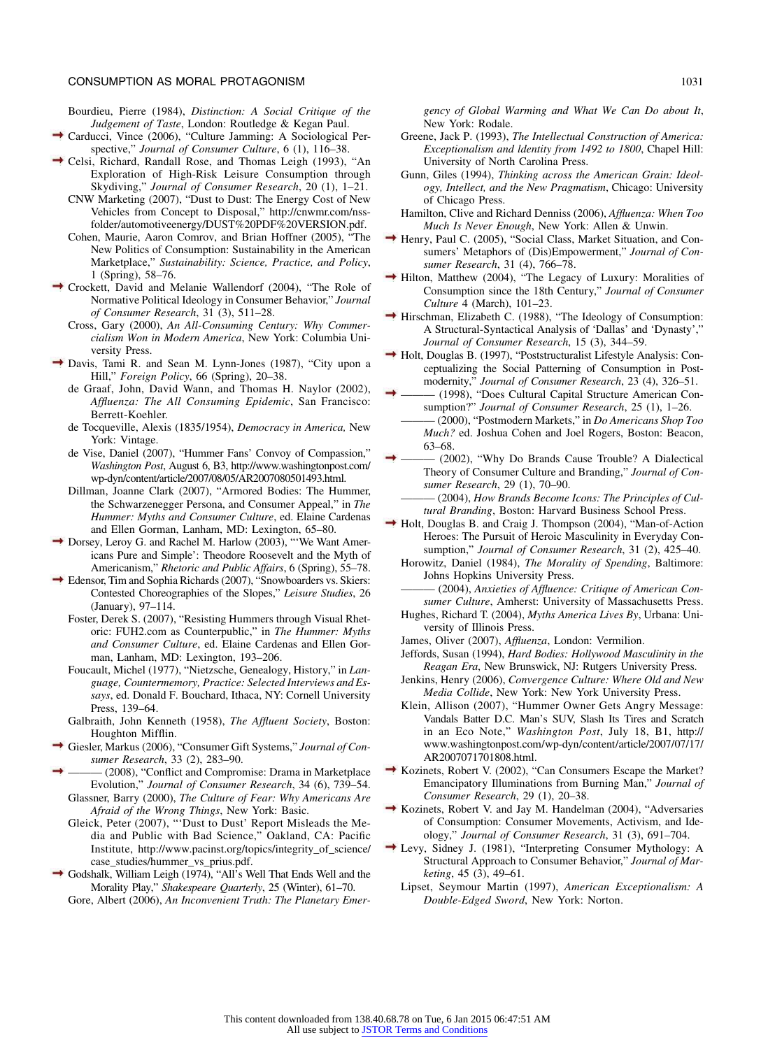Bourdieu, Pierre (1984), *Distinction: A Social Critique of the Judgement of Taste*, London: Routledge & Kegan Paul.

Carducci, Vince (2006), "Culture Jamming: A Sociological Perspective," *Journal of Consumer Culture*, 6 (1), 116–38.

Celsi, Richard, Randall Rose, and Thomas Leigh (1993), "An Exploration of High-Risk Leisure Consumption through Skydiving," *Journal of Consumer Research*, 20 (1), 1–21.

CNW Marketing (2007), "Dust to Dust: The Energy Cost of New Vehicles from Concept to Disposal," http://cnwmr.com/nss-folder/automotiveenergy/DUST%20PDF%20VERSION.pdf.

Cohen, Maurie, Aaron Comrov, and Brian Hoffner (2005), "The New Politics of Consumption: Sustainability in the American Marketplace," *Sustainability: Science, Practice, and Policy*, 1 (Spring), 58–76.

Crockett, David and Melanie Wallendorf (2004), "The Role of Normative Political Ideology in Consumer Behavior," *Journal of Consumer Research*, 31 (3), 511–28.

Cross, Gary (2000), *An All-Consuming Century: Why Commercialism Won in Modern America*, New York: Columbia University Press.

Davis, Tami R. and Sean M. Lynn-Jones (1987), "City upon a Hill," *Foreign Policy*, 66 (Spring), 20–38.

de Graaf, John, David Wann, and Thomas H. Naylor (2002), *Affluenza: The All Consuming Epidemic*, San Francisco: Berrett-Koehler.

de Tocqueville, Alexis (1835/1954), *Democracy in America,* New York: Vintage.

de Vise, Daniel (2007), "Hummer Fans' Convoy of Compassion," *Washington Post*, August 6, B3, http://www.washingtonpost.com/wp-dyn/content/article/2007/08/05/AR2007080501493.html.

Dillman, Joanne Clark (2007), "Armored Bodies: The Hummer, the Schwarzenegger Persona, and Consumer Appeal," in *The Hummer: Myths and Consumer Culture*, ed. Elaine Cardenas and Ellen Gorman, Lanham, MD: Lexington, 65–80.

Dorsey, Leroy G. and Rachel M. Harlow (2003), "'We Want Americans Pure and Simple': Theodore Roosevelt and the Myth of Americanism," *Rhetoric and Public Affairs*, 6 (Spring), 55–78.

Edensor, Tim and Sophia Richards (2007), "Snowboarders vs. Skiers: Contested Choreographies of the Slopes," *Leisure Studies*, 26 (January), 97–114.

Foster, Derek S. (2007), "Resisting Hummers through Visual Rhetoric: FUH2.com as Counterpublic," in *The Hummer: Myths and Consumer Culture*, ed. Elaine Cardenas and Ellen Gorman, Lanham, MD: Lexington, 193–206.

Foucault, Michel (1977), "Nietzsche, Genealogy, History," in *Language, Countermemory, Practice: Selected Interviews and Essays*, ed. Donald F. Bouchard, Ithaca, NY: Cornell University Press, 139–64.

Galbraith, John Kenneth (1958), *The Affluent Society*, Boston: Houghton Mifflin.

Giesler, Markus (2006), "Consumer Gift Systems," *Journal of Consumer Research*, 33 (2), 283–90.

——— (2008), "Conflict and Compromise: Drama in Marketplace Evolution," *Journal of Consumer Research*, 34 (6), 739–54.

Glassner, Barry (2000), *The Culture of Fear: Why Americans Are Afraid of the Wrong Things*, New York: Basic.

Gleick, Peter (2007), "'Dust to Dust' Report Misleads the Media and Public with Bad Science," Oakland, CA: Pacific Institute, http://www.pacinst.org/topics/integrity_of_science/case_studies/hummer_vs_prius.pdf.

Godshalk, William Leigh (1974), "All's Well That Ends Well and the Morality Play," *Shakespeare Quarterly*, 25 (Winter), 61–70.

Gore, Albert (2006), *An Inconvenient Truth: The Planetary Emergency of Global Warming and What We Can Do about It*, New York: Rodale.

Greene, Jack P. (1993), *The Intellectual Construction of America: Exceptionalism and Identity from 1492 to 1800*, Chapel Hill: University of North Carolina Press.

Gunn, Giles (1994), *Thinking across the American Grain: Ideology, Intellect, and the New Pragmatism*, Chicago: University of Chicago Press.

Hamilton, Clive and Richard Denniss (2006), *Affluenza: When Too Much Is Never Enough*, New York: Allen & Unwin.

Henry, Paul C. (2005), "Social Class, Market Situation, and Consumers' Metaphors of (Dis)Empowerment," *Journal of Consumer Research*, 31 (4), 766–78.

Hilton, Matthew (2004), "The Legacy of Luxury: Moralities of Consumption since the 18th Century," *Journal of Consumer Culture* 4 (March), 101–23.

Hirschman, Elizabeth C. (1988), "The Ideology of Consumption: A Structural-Syntactical Analysis of 'Dallas' and 'Dynasty'," *Journal of Consumer Research*, 15 (3), 344–59.

Holt, Douglas B. (1997), "Poststructuralist Lifestyle Analysis: Conceptualizing the Social Patterning of Consumption in Postmodernity," *Journal of Consumer Research*, 23 (4), 326–51.

——— (1998), "Does Cultural Capital Structure American Consumption?" *Journal of Consumer Research*, 25 (1), 1–26.

——— (2000), "Postmodern Markets," in *Do Americans Shop Too Much?* ed. Joshua Cohen and Joel Rogers, Boston: Beacon, 63–68.

——— (2002), "Why Do Brands Cause Trouble? A Dialectical Theory of Consumer Culture and Branding," *Journal of Consumer Research*, 29 (1), 70–90.

——— (2004), *How Brands Become Icons: The Principles of Cultural Branding*, Boston: Harvard Business School Press.

Holt, Douglas B. and Craig J. Thompson (2004), "Man-of-Action Heroes: The Pursuit of Heroic Masculinity in Everyday Consumption," *Journal of Consumer Research*, 31 (2), 425–40.

Horowitz, Daniel (1984), *The Morality of Spending*, Baltimore: Johns Hopkins University Press.

——— (2004), *Anxieties of Affluence: Critique of American Consumer Culture*, Amherst: University of Massachusetts Press.

Hughes, Richard T. (2004), *Myths America Lives By*, Urbana: University of Illinois Press.

James, Oliver (2007), *Affluenza*, London: Vermilion.

Jeffords, Susan (1994), *Hard Bodies: Hollywood Masculinity in the Reagan Era*, New Brunswick, NJ: Rutgers University Press.

Jenkins, Henry (2006), *Convergence Culture: Where Old and New Media Collide*, New York: New York University Press.

Klein, Allison (2007), "Hummer Owner Gets Angry Message: Vandals Batter D.C. Man's SUV, Slash Its Tires and Scratch in an Eco Note," *Washington Post*, July 18, B1, http://www.washingtonpost.com/wp-dyn/content/article/2007/07/17/AR2007071701808.html.

Kozinets, Robert V. (2002), "Can Consumers Escape the Market? Emancipatory Illuminations from Burning Man," *Journal of Consumer Research*, 29 (1), 20–38.

Kozinets, Robert V. and Jay M. Handelman (2004), "Adversaries of Consumption: Consumer Movements, Activism, and Ideology," *Journal of Consumer Research*, 31 (3), 691–704.

Levy, Sidney J. (1981), "Interpreting Consumer Mythology: A Structural Approach to Consumer Behavior," *Journal of Marketing*, 45 (3), 49–61.

Lipset, Seymour Martin (1997), *American Exceptionalism: A Double-Edged Sword*, New York: Norton.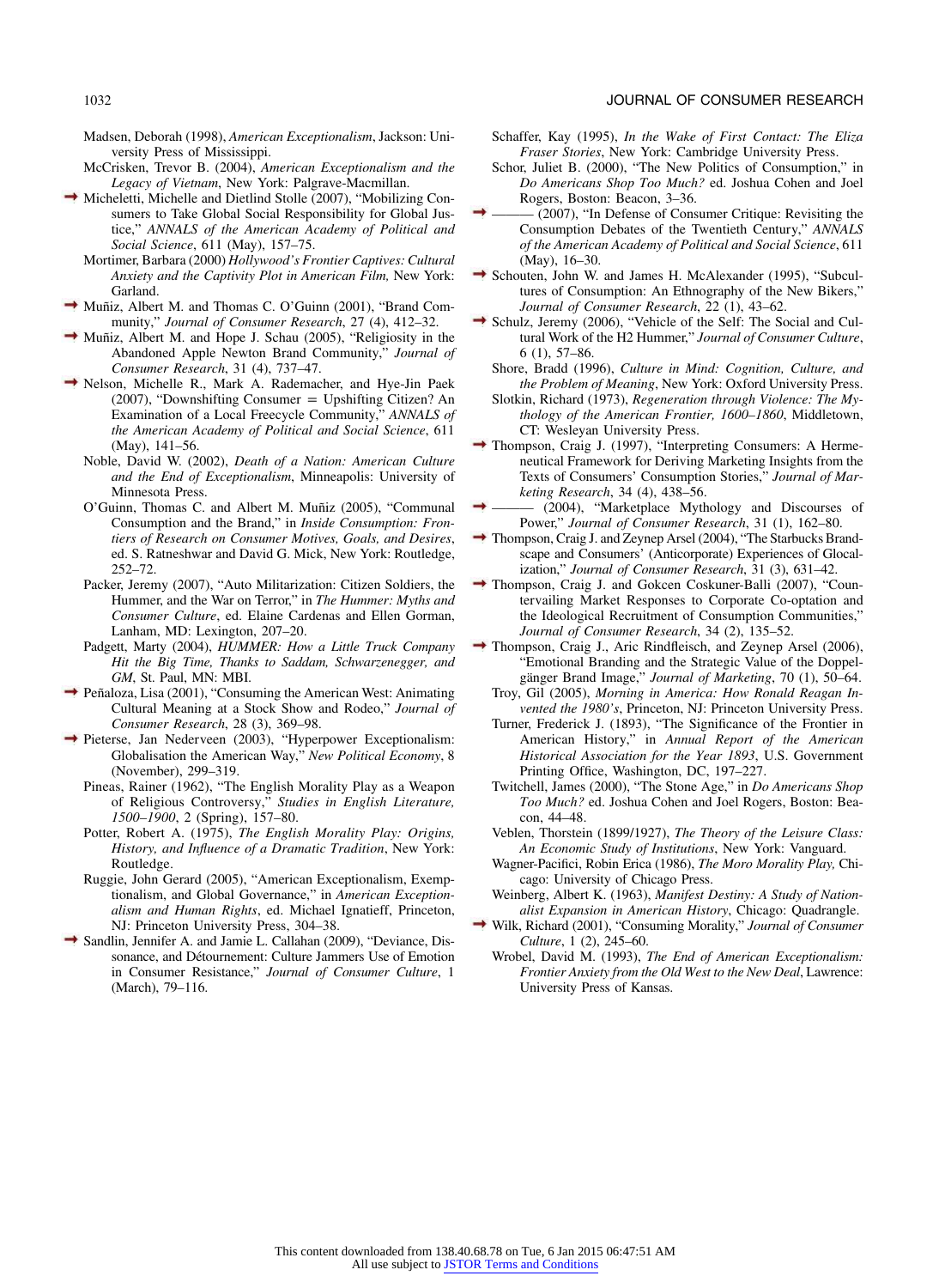Madsen, Deborah (1998), *American Exceptionalism*, Jackson: University Press of Mississippi.

McCrisken, Trevor B. (2004), *American Exceptionalism and the Legacy of Vietnam*, New York: Palgrave-Macmillan.

Micheletti, Michelle and Dietlind Stolle (2007), "Mobilizing Consumers to Take Global Social Responsibility for Global Justice," *ANNALS of the American Academy of Political and Social Science*, 611 (May), 157–75.

Mortimer, Barbara (2000) *Hollywood's Frontier Captives: Cultural Anxiety and the Captivity Plot in American Film,* New York: Garland.

Muñiz, Albert M. and Thomas C. O'Guinn (2001), "Brand Community," *Journal of Consumer Research*, 27 (4), 412–32.

Muñiz, Albert M. and Hope J. Schau (2005), "Religiosity in the Abandoned Apple Newton Brand Community," *Journal of Consumer Research*, 31 (4), 737–47.

Nelson, Michelle R., Mark A. Rademacher, and Hye-Jin Paek (2007), "Downshifting Consumer = Upshifting Citizen? An Examination of a Local Freecycle Community," *ANNALS of the American Academy of Political and Social Science*, 611 (May), 141–56.

Noble, David W. (2002), *Death of a Nation: American Culture and the End of Exceptionalism*, Minneapolis: University of Minnesota Press.

O'Guinn, Thomas C. and Albert M. Muñiz (2005), "Communal Consumption and the Brand," in *Inside Consumption: Frontiers of Research on Consumer Motives, Goals, and Desires*, ed. S. Ratneshwar and David G. Mick, New York: Routledge, 252–72.

Packer, Jeremy (2007), "Auto Militarization: Citizen Soldiers, the Hummer, and the War on Terror," in *The Hummer: Myths and Consumer Culture*, ed. Elaine Cardenas and Ellen Gorman, Lanham, MD: Lexington, 207–20.

Padgett, Marty (2004), *HUMMER: How a Little Truck Company Hit the Big Time, Thanks to Saddam, Schwarzenegger, and GM*, St. Paul, MN: MBI.

Peñaloza, Lisa (2001), "Consuming the American West: Animating Cultural Meaning at a Stock Show and Rodeo," *Journal of Consumer Research*, 28 (3), 369–98.

Pieterse, Jan Nederveen (2003), "Hyperpower Exceptionalism: Globalisation the American Way," *New Political Economy*, 8 (November), 299–319.

Pineas, Rainer (1962), "The English Morality Play as a Weapon of Religious Controversy," *Studies in English Literature, 1500–1900*, 2 (Spring), 157–80.

Potter, Robert A. (1975), *The English Morality Play: Origins, History, and Influence of a Dramatic Tradition*, New York: Routledge.

Ruggie, John Gerard (2005), "American Exceptionalism, Exemptionalism, and Global Governance," in *American Exceptionalism and Human Rights*, ed. Michael Ignatieff, Princeton, NJ: Princeton University Press, 304–38.

Sandlin, Jennifer A. and Jamie L. Callahan (2009), "Deviance, Dissonance, and Détournement: Culture Jammers Use of Emotion in Consumer Resistance," *Journal of Consumer Culture*, 1 (March), 79–116.

Schaffer, Kay (1995), *In the Wake of First Contact: The Eliza Fraser Stories*, New York: Cambridge University Press.

Schor, Juliet B. (2000), "The New Politics of Consumption," in *Do Americans Shop Too Much?* ed. Joshua Cohen and Joel Rogers, Boston: Beacon, 3–36.

——— (2007), "In Defense of Consumer Critique: Revisiting the Consumption Debates of the Twentieth Century," *ANNALS of the American Academy of Political and Social Science*, 611 (May), 16–30.

Schouten, John W. and James H. McAlexander (1995), "Subcultures of Consumption: An Ethnography of the New Bikers," *Journal of Consumer Research*, 22 (1), 43–62.

Schulz, Jeremy (2006), "Vehicle of the Self: The Social and Cultural Work of the H2 Hummer," *Journal of Consumer Culture*, 6 (1), 57–86.

Shore, Bradd (1996), *Culture in Mind: Cognition, Culture, and the Problem of Meaning*, New York: Oxford University Press.

Slotkin, Richard (1973), *Regeneration through Violence: The Mythology of the American Frontier, 1600–1860*, Middletown, CT: Wesleyan University Press.

Thompson, Craig J. (1997), "Interpreting Consumers: A Hermeneutical Framework for Deriving Marketing Insights from the Texts of Consumers' Consumption Stories," *Journal of Marketing Research*, 34 (4), 438–56.

——— (2004), "Marketplace Mythology and Discourses of Power," *Journal of Consumer Research*, 31 (1), 162–80.

Thompson, Craig J. and Zeynep Arsel (2004), "The Starbucks Brandscape and Consumers' (Anticorporate) Experiences of Glocalization," *Journal of Consumer Research*, 31 (3), 631–42.

Thompson, Craig J. and Gokcen Coskuner-Balli (2007), "Countervailing Market Responses to Corporate Co-optation and the Ideological Recruitment of Consumption Communities," *Journal of Consumer Research*, 34 (2), 135–52.

Thompson, Craig J., Aric Rindfleisch, and Zeynep Arsel (2006), "Emotional Branding and the Strategic Value of the Doppelgänger Brand Image," *Journal of Marketing*, 70 (1), 50–64.

Troy, Gil (2005), *Morning in America: How Ronald Reagan Invented the 1980's*, Princeton, NJ: Princeton University Press.

Turner, Frederick J. (1893), "The Significance of the Frontier in American History," in *Annual Report of the American Historical Association for the Year 1893*, U.S. Government Printing Office, Washington, DC, 197–227.

Twitchell, James (2000), "The Stone Age," in *Do Americans Shop Too Much?* ed. Joshua Cohen and Joel Rogers, Boston: Beacon, 44–48.

Veblen, Thorstein (1899/1927), *The Theory of the Leisure Class: An Economic Study of Institutions*, New York: Vanguard.

Wagner-Pacifici, Robin Erica (1986), *The Moro Morality Play*, Chicago: University of Chicago Press.

Weinberg, Albert K. (1963), *Manifest Destiny: A Study of Nationalist Expansion in American History*, Chicago: Quadrangle.

Wilk, Richard (2001), "Consuming Morality," *Journal of Consumer Culture*, 1 (2), 245–60.

Wrobel, David M. (1993), *The End of American Exceptionalism: Frontier Anxiety from the Old West to the New Deal*, Lawrence: University Press of Kansas.